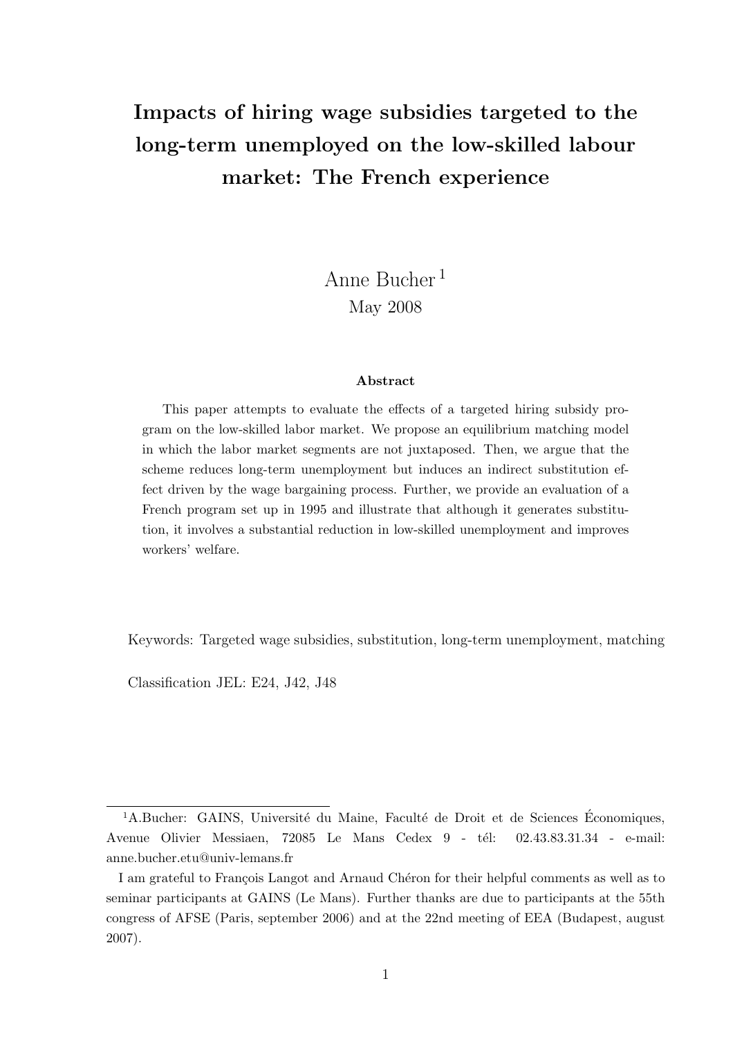# Impacts of hiring wage subsidies targeted to the long-term unemployed on the low-skilled labour market: The French experience

Anne Bucher [1]

May 2008

**Abstract**

This paper attempts to evaluate the effects of a targeted hiring subsidy program on the low-skilled labor market. We propose an equilibrium matching model in which the labor market segments are not juxtaposed. Then, we argue that the scheme reduces long-term unemployment but induces an indirect substitution effect driven by the wage bargaining process. Further, we provide an evaluation of a French program set up in 1995 and illustrate that although it generates substitution, it involves a substantial reduction in low-skilled unemployment and improves workers' welfare.

Keywords: Targeted wage subsidies, substitution, long-term unemployment, matching

Classification JEL: E24, J42, J48

---

[1] A.Bucher: GAINS, Université du Maine, Faculté de Droit et de Sciences Économiques, Avenue Olivier Messiaen, 72085 Le Mans Cedex 9 - tél: 02.43.83.31.34 - e-mail: anne.bucher.etu@univ-lemans.fr

I am grateful to François Langot and Arnaud Chéron for their helpful comments as well as to seminar participants at GAINS (Le Mans). Further thanks are due to participants at the 55th congress of AFSE (Paris, september 2006) and at the 22nd meeting of EEA (Budapest, august 2007).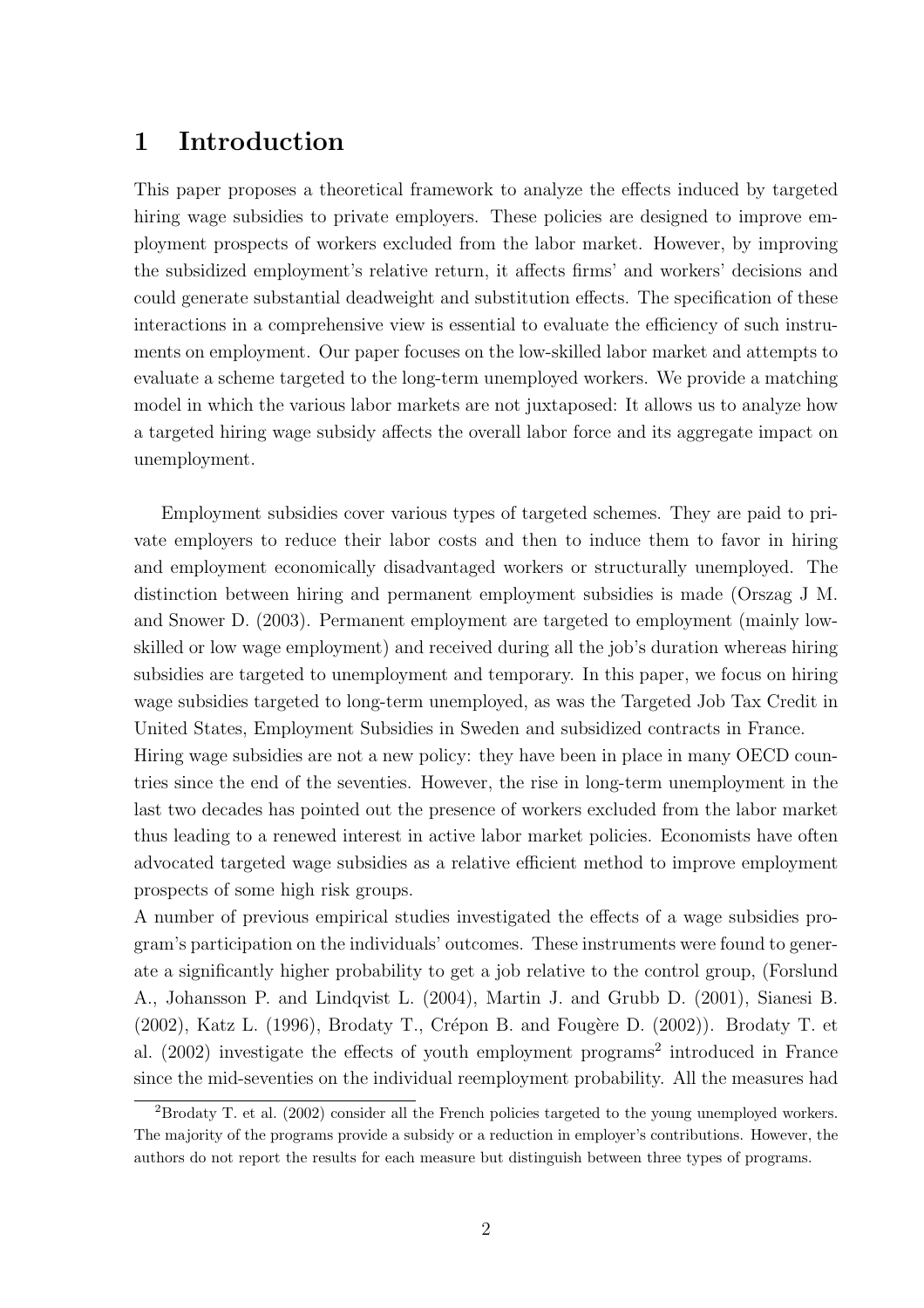# 1 Introduction

This paper proposes a theoretical framework to analyze the effects induced by targeted hiring wage subsidies to private employers. These policies are designed to improve employment prospects of workers excluded from the labor market. However, by improving the subsidized employment's relative return, it affects firms' and workers' decisions and could generate substantial deadweight and substitution effects. The specification of these interactions in a comprehensive view is essential to evaluate the efficiency of such instruments on employment. Our paper focuses on the low-skilled labor market and attempts to evaluate a scheme targeted to the long-term unemployed workers. We provide a matching model in which the various labor markets are not juxtaposed: It allows us to analyze how a targeted hiring wage subsidy affects the overall labor force and its aggregate impact on unemployment.

Employment subsidies cover various types of targeted schemes. They are paid to private employers to reduce their labor costs and then to induce them to favor in hiring and employment economically disadvantaged workers or structurally unemployed. The distinction between hiring and permanent employment subsidies is made (Orszag J M. and Snower D. (2003). Permanent employment are targeted to employment (mainly low-skilled or low wage employment) and received during all the job's duration whereas hiring subsidies are targeted to unemployment and temporary. In this paper, we focus on hiring wage subsidies targeted to long-term unemployed, as was the Targeted Job Tax Credit in United States, Employment Subsidies in Sweden and subsidized contracts in France.
Hiring wage subsidies are not a new policy: they have been in place in many OECD countries since the end of the seventies. However, the rise in long-term unemployment in the last two decades has pointed out the presence of workers excluded from the labor market thus leading to a renewed interest in active labor market policies. Economists have often advocated targeted wage subsidies as a relative efficient method to improve employment prospects of some high risk groups.
A number of previous empirical studies investigated the effects of a wage subsidies program's participation on the individuals' outcomes. These instruments were found to generate a significantly higher probability to get a job relative to the control group, (Forslund A., Johansson P. and Lindqvist L. (2004), Martin J. and Grubb D. (2001), Sianesi B. (2002), Katz L. (1996), Brodaty T., Crépon B. and Fougère D. (2002)). Brodaty T. et al. (2002) investigate the effects of youth employment programs[2] introduced in France since the mid-seventies on the individual reemployment probability. All the measures had

[2]Brodaty T. et al. (2002) consider all the French policies targeted to the young unemployed workers. The majority of the programs provide a subsidy or a reduction in employer's contributions. However, the authors do not report the results for each measure but distinguish between three types of programs.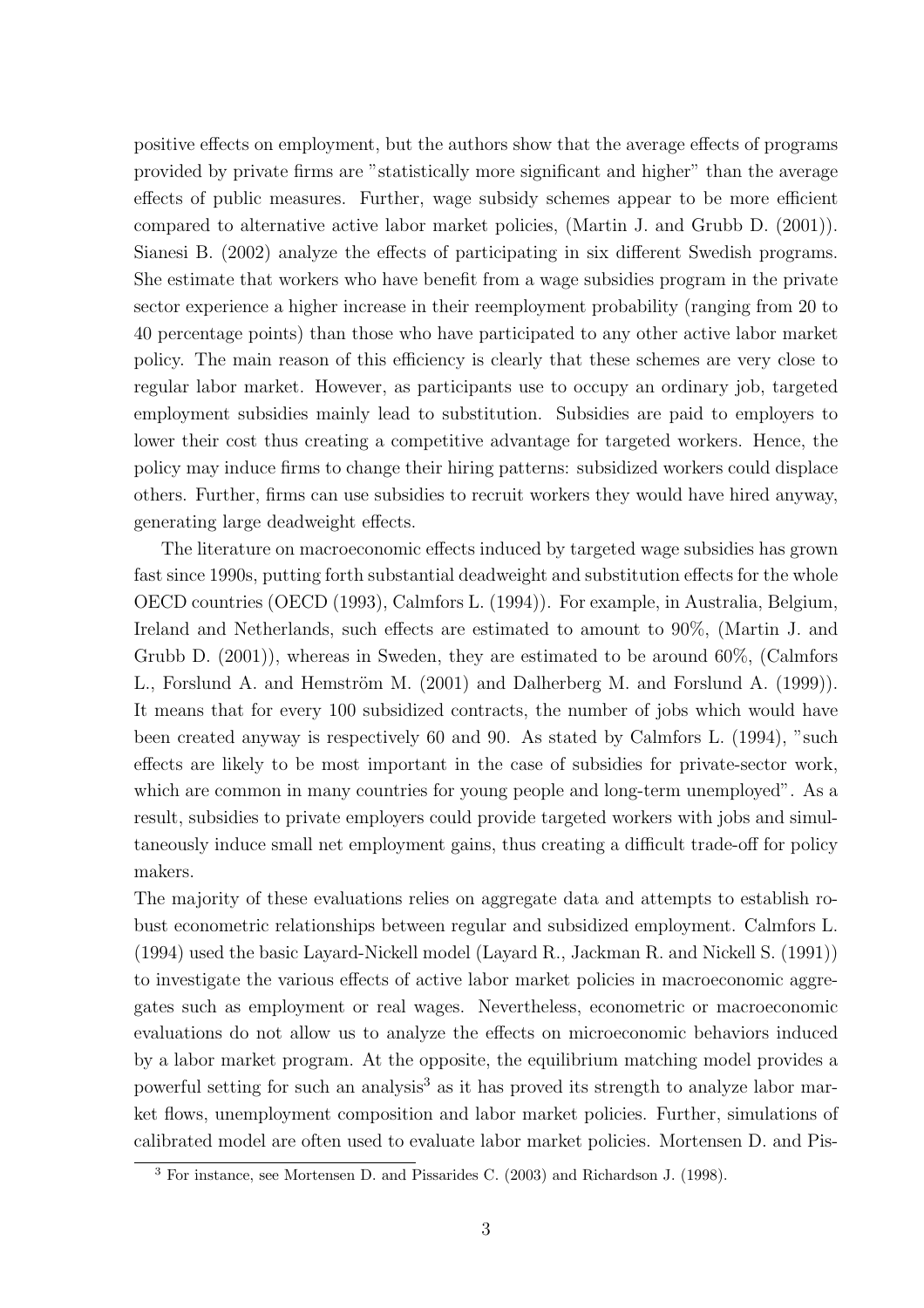positive effects on employment, but the authors show that the average effects of programs provided by private firms are "statistically more significant and higher" than the average effects of public measures. Further, wage subsidy schemes appear to be more efficient compared to alternative active labor market policies, (Martin J. and Grubb D. (2001)). Sianesi B. (2002) analyze the effects of participating in six different Swedish programs. She estimate that workers who have benefit from a wage subsidies program in the private sector experience a higher increase in their reemployment probability (ranging from 20 to 40 percentage points) than those who have participated to any other active labor market policy. The main reason of this efficiency is clearly that these schemes are very close to regular labor market. However, as participants use to occupy an ordinary job, targeted employment subsidies mainly lead to substitution. Subsidies are paid to employers to lower their cost thus creating a competitive advantage for targeted workers. Hence, the policy may induce firms to change their hiring patterns: subsidized workers could displace others. Further, firms can use subsidies to recruit workers they would have hired anyway, generating large deadweight effects.

The literature on macroeconomic effects induced by targeted wage subsidies has grown fast since 1990s, putting forth substantial deadweight and substitution effects for the whole OECD countries (OECD (1993), Calmfors L. (1994)). For example, in Australia, Belgium, Ireland and Netherlands, such effects are estimated to amount to 90%, (Martin J. and Grubb D. (2001)), whereas in Sweden, they are estimated to be around 60%, (Calmfors L., Forslund A. and Hemström M. (2001) and Dalherberg M. and Forslund A. (1999)). It means that for every 100 subsidized contracts, the number of jobs which would have been created anyway is respectively 60 and 90. As stated by Calmfors L. (1994), "such effects are likely to be most important in the case of subsidies for private-sector work, which are common in many countries for young people and long-term unemployed". As a result, subsidies to private employers could provide targeted workers with jobs and simultaneously induce small net employment gains, thus creating a difficult trade-off for policy makers.

The majority of these evaluations relies on aggregate data and attempts to establish robust econometric relationships between regular and subsidized employment. Calmfors L. (1994) used the basic Layard-Nickell model (Layard R., Jackman R. and Nickell S. (1991)) to investigate the various effects of active labor market policies in macroeconomic aggregates such as employment or real wages. Nevertheless, econometric or macroeconomic evaluations do not allow us to analyze the effects on microeconomic behaviors induced by a labor market program. At the opposite, the equilibrium matching model provides a powerful setting for such an analysis[3] as it has proved its strength to analyze labor market flows, unemployment composition and labor market policies. Further, simulations of calibrated model are often used to evaluate labor market policies. Mortensen D. and Pis-

[3] For instance, see Mortensen D. and Pissarides C. (2003) and Richardson J. (1998).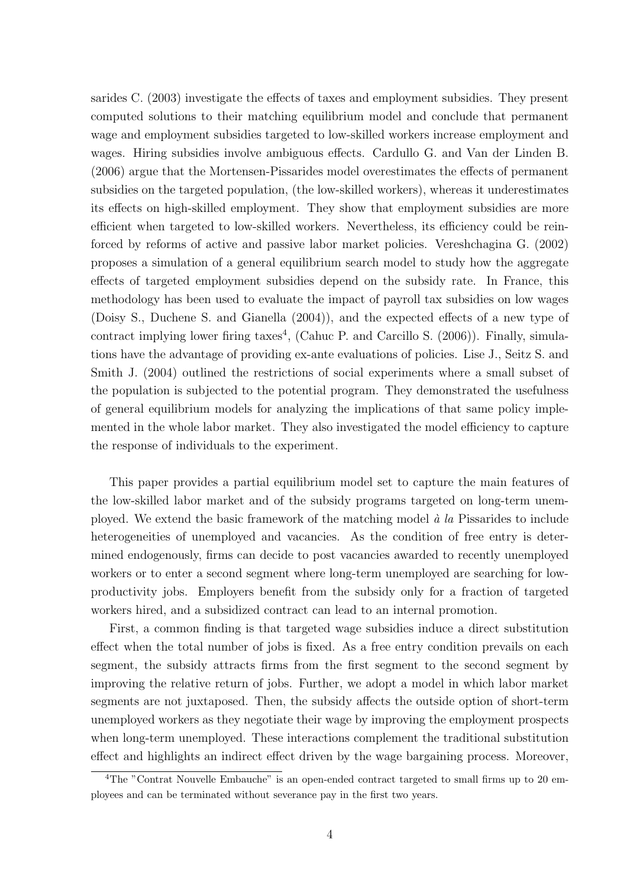sarides C. (2003) investigate the effects of taxes and employment subsidies. They present computed solutions to their matching equilibrium model and conclude that permanent wage and employment subsidies targeted to low-skilled workers increase employment and wages. Hiring subsidies involve ambiguous effects. Cardullo G. and Van der Linden B. (2006) argue that the Mortensen-Pissarides model overestimates the effects of permanent subsidies on the targeted population, (the low-skilled workers), whereas it underestimates its effects on high-skilled employment. They show that employment subsidies are more efficient when targeted to low-skilled workers. Nevertheless, its efficiency could be reinforced by reforms of active and passive labor market policies. Vereshchagina G. (2002) proposes a simulation of a general equilibrium search model to study how the aggregate effects of targeted employment subsidies depend on the subsidy rate. In France, this methodology has been used to evaluate the impact of payroll tax subsidies on low wages (Doisy S., Duchene S. and Gianella (2004)), and the expected effects of a new type of contract implying lower firing taxes[4], (Cahuc P. and Carcillo S. (2006)). Finally, simulations have the advantage of providing ex-ante evaluations of policies. Lise J., Seitz S. and Smith J. (2004) outlined the restrictions of social experiments where a small subset of the population is subjected to the potential program. They demonstrated the usefulness of general equilibrium models for analyzing the implications of that same policy implemented in the whole labor market. They also investigated the model efficiency to capture the response of individuals to the experiment.

This paper provides a partial equilibrium model set to capture the main features of the low-skilled labor market and of the subsidy programs targeted on long-term unemployed. We extend the basic framework of the matching model *à la* Pissarides to include heterogeneities of unemployed and vacancies. As the condition of free entry is determined endogenously, firms can decide to post vacancies awarded to recently unemployed workers or to enter a second segment where long-term unemployed are searching for low-productivity jobs. Employers benefit from the subsidy only for a fraction of targeted workers hired, and a subsidized contract can lead to an internal promotion.

First, a common finding is that targeted wage subsidies induce a direct substitution effect when the total number of jobs is fixed. As a free entry condition prevails on each segment, the subsidy attracts firms from the first segment to the second segment by improving the relative return of jobs. Further, we adopt a model in which labor market segments are not juxtaposed. Then, the subsidy affects the outside option of short-term unemployed workers as they negotiate their wage by improving the employment prospects when long-term unemployed. These interactions complement the traditional substitution effect and highlights an indirect effect driven by the wage bargaining process. Moreover,

[4]The "Contrat Nouvelle Embauche" is an open-ended contract targeted to small firms up to 20 employees and can be terminated without severance pay in the first two years.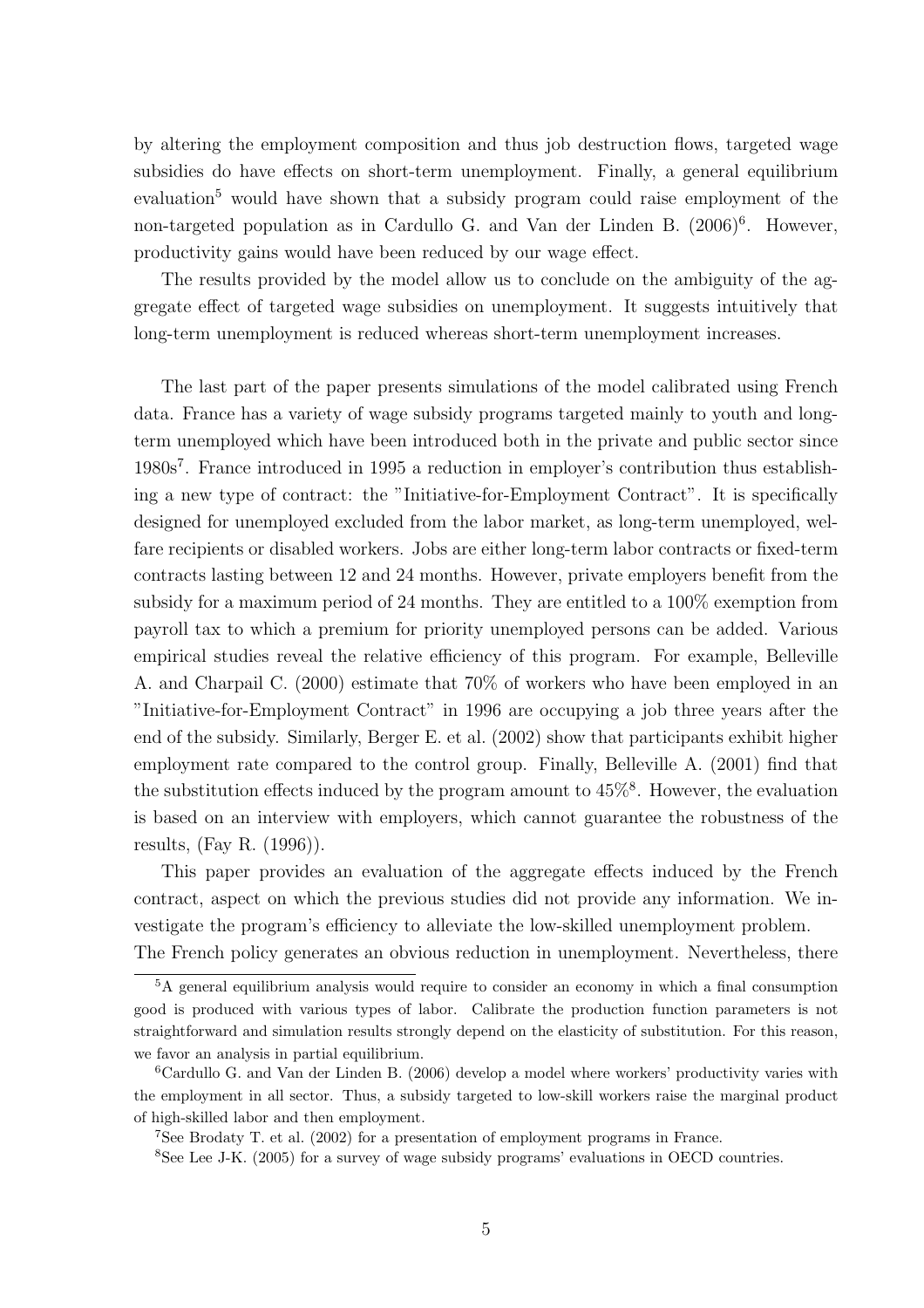by altering the employment composition and thus job destruction flows, targeted wage subsidies do have effects on short-term unemployment. Finally, a general equilibrium evaluation[5] would have shown that a subsidy program could raise employment of the non-targeted population as in Cardullo G. and Van der Linden B. (2006)[6]. However, productivity gains would have been reduced by our wage effect.

The results provided by the model allow us to conclude on the ambiguity of the aggregate effect of targeted wage subsidies on unemployment. It suggests intuitively that long-term unemployment is reduced whereas short-term unemployment increases.

The last part of the paper presents simulations of the model calibrated using French data. France has a variety of wage subsidy programs targeted mainly to youth and long-term unemployed which have been introduced both in the private and public sector since 1980s[7]. France introduced in 1995 a reduction in employer's contribution thus establishing a new type of contract: the "Initiative-for-Employment Contract". It is specifically designed for unemployed excluded from the labor market, as long-term unemployed, welfare recipients or disabled workers. Jobs are either long-term labor contracts or fixed-term contracts lasting between 12 and 24 months. However, private employers benefit from the subsidy for a maximum period of 24 months. They are entitled to a 100% exemption from payroll tax to which a premium for priority unemployed persons can be added. Various empirical studies reveal the relative efficiency of this program. For example, Belleville A. and Charpail C. (2000) estimate that 70% of workers who have been employed in an "Initiative-for-Employment Contract" in 1996 are occupying a job three years after the end of the subsidy. Similarly, Berger E. et al. (2002) show that participants exhibit higher employment rate compared to the control group. Finally, Belleville A. (2001) find that the substitution effects induced by the program amount to 45%[8]. However, the evaluation is based on an interview with employers, which cannot guarantee the robustness of the results, (Fay R. (1996)).

This paper provides an evaluation of the aggregate effects induced by the French contract, aspect on which the previous studies did not provide any information. We investigate the program's efficiency to alleviate the low-skilled unemployment problem.
The French policy generates an obvious reduction in unemployment. Nevertheless, there

---

[5] A general equilibrium analysis would require to consider an economy in which a final consumption good is produced with various types of labor. Calibrate the production function parameters is not straightforward and simulation results strongly depend on the elasticity of substitution. For this reason, we favor an analysis in partial equilibrium.

[6] Cardullo G. and Van der Linden B. (2006) develop a model where workers' productivity varies with the employment in all sector. Thus, a subsidy targeted to low-skill workers raise the marginal product of high-skilled labor and then employment.

[7] See Brodaty T. et al. (2002) for a presentation of employment programs in France.

[8] See Lee J-K. (2005) for a survey of wage subsidy programs' evaluations in OECD countries.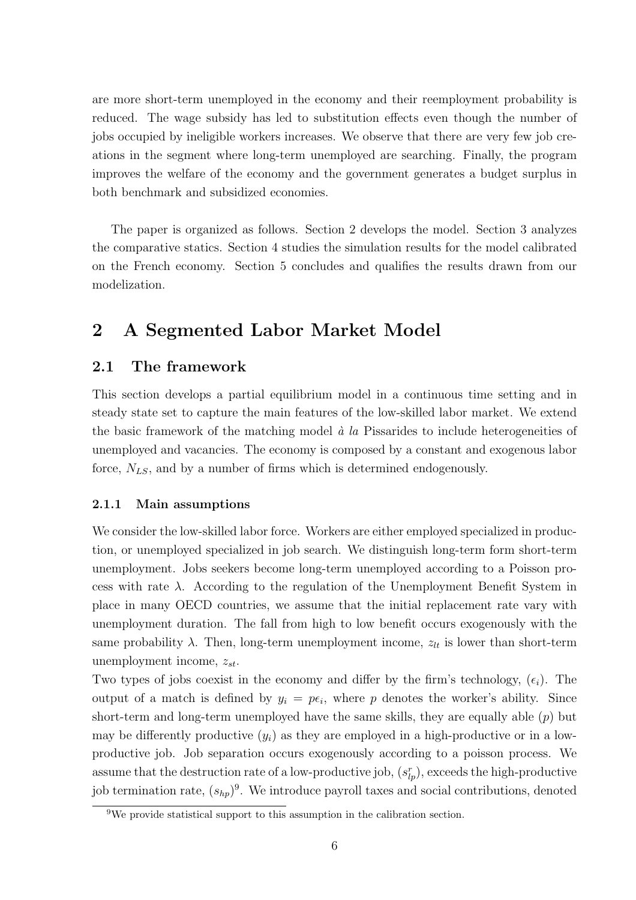are more short-term unemployed in the economy and their reemployment probability is reduced. The wage subsidy has led to substitution effects even though the number of jobs occupied by ineligible workers increases. We observe that there are very few job creations in the segment where long-term unemployed are searching. Finally, the program improves the welfare of the economy and the government generates a budget surplus in both benchmark and subsidized economies.

The paper is organized as follows. Section 2 develops the model. Section 3 analyzes the comparative statics. Section 4 studies the simulation results for the model calibrated on the French economy. Section 5 concludes and qualifies the results drawn from our modelization.

# 2 A Segmented Labor Market Model

## 2.1 The framework

This section develops a partial equilibrium model in a continuous time setting and in steady state set to capture the main features of the low-skilled labor market. We extend the basic framework of the matching model *à la* Pissarides to include heterogeneities of unemployed and vacancies. The economy is composed by a constant and exogenous labor force, $N_{LS}$, and by a number of firms which is determined endogenously.

### 2.1.1 Main assumptions

We consider the low-skilled labor force. Workers are either employed specialized in production, or unemployed specialized in job search. We distinguish long-term form short-term unemployment. Jobs seekers become long-term unemployed according to a Poisson process with rate $\lambda$. According to the regulation of the Unemployment Benefit System in place in many OECD countries, we assume that the initial replacement rate vary with unemployment duration. The fall from high to low benefit occurs exogenously with the same probability $\lambda$. Then, long-term unemployment income, $z_{lt}$ is lower than short-term unemployment income, $z_{st}$.

Two types of jobs coexist in the economy and differ by the firm's technology, $(\epsilon_i)$. The output of a match is defined by $y_i = p\epsilon_i$, where $p$ denotes the worker's ability. Since short-term and long-term unemployed have the same skills, they are equally able $(p)$ but may be differently productive $(y_i)$ as they are employed in a high-productive or in a low-productive job. Job separation occurs exogenously according to a poisson process. We assume that the destruction rate of a low-productive job, $(s^{r}_{lp})$, exceeds the high-productive job termination rate, $(s_{hp})$[9]. We introduce payroll taxes and social contributions, denoted

[9] We provide statistical support to this assumption in the calibration section.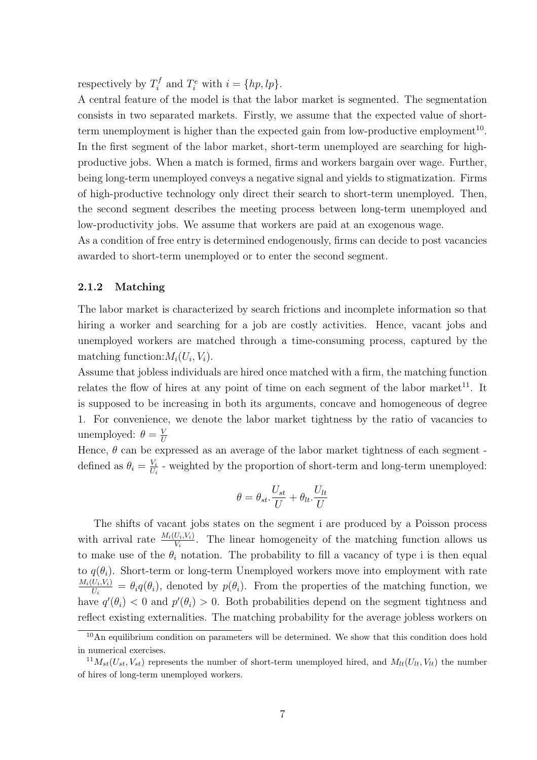respectively by $T_i^f$ and $T_i^e$ with $i = \{hp, lp\}$.
A central feature of the model is that the labor market is segmented. The segmentation consists in two separated markets. Firstly, we assume that the expected value of short-term unemployment is higher than the expected gain from low-productive employment[10]. In the first segment of the labor market, short-term unemployed are searching for high-productive jobs. When a match is formed, firms and workers bargain over wage. Further, being long-term unemployed conveys a negative signal and yields to stigmatization. Firms of high-productive technology only direct their search to short-term unemployed. Then, the second segment describes the meeting process between long-term unemployed and low-productivity jobs. We assume that workers are paid at an exogenous wage.
As a condition of free entry is determined endogenously, firms can decide to post vacancies awarded to short-term unemployed or to enter the second segment.

### 2.1.2 Matching

The labor market is characterized by search frictions and incomplete information so that hiring a worker and searching for a job are costly activities. Hence, vacant jobs and unemployed workers are matched through a time-consuming process, captured by the matching function:$M_i(U_i, V_i)$.
Assume that jobless individuals are hired once matched with a firm, the matching function relates the flow of hires at any point of time on each segment of the labor market[11]. It is supposed to be increasing in both its arguments, concave and homogeneous of degree 1. For convenience, we denote the labor market tightness by the ratio of vacancies to unemployed: $\theta = \frac{V}{U}$
Hence, $\theta$ can be expressed as an average of the labor market tightness of each segment - defined as $\theta_i = \frac{V_i}{U_i}$ - weighted by the proportion of short-term and long-term unemployed:

$$\theta = \theta_{st}.\frac{U_{st}}{U} + \theta_{lt}.\frac{U_{lt}}{U}$$

The shifts of vacant jobs states on the segment i are produced by a Poisson process with arrival rate $\frac{M_i(U_i,V_i)}{V_i}$. The linear homogeneity of the matching function allows us to make use of the $\theta_i$ notation. The probability to fill a vacancy of type i is then equal to $q(\theta_i)$. Short-term or long-term Unemployed workers move into employment with rate $\frac{M_i(U_i,V_i)}{U_i} = \theta_i q(\theta_i)$, denoted by $p(\theta_i)$. From the properties of the matching function, we have $q'(\theta_i) < 0$ and $p'(\theta_i) > 0$. Both probabilities depend on the segment tightness and reflect existing externalities. The matching probability for the average jobless workers on

[10] An equilibrium condition on parameters will be determined. We show that this condition does hold in numerical exercises.

[11] $M_{st}(U_{st}, V_{st})$ represents the number of short-term unemployed hired, and $M_{lt}(U_{lt}, V_{lt})$ the number of hires of long-term unemployed workers.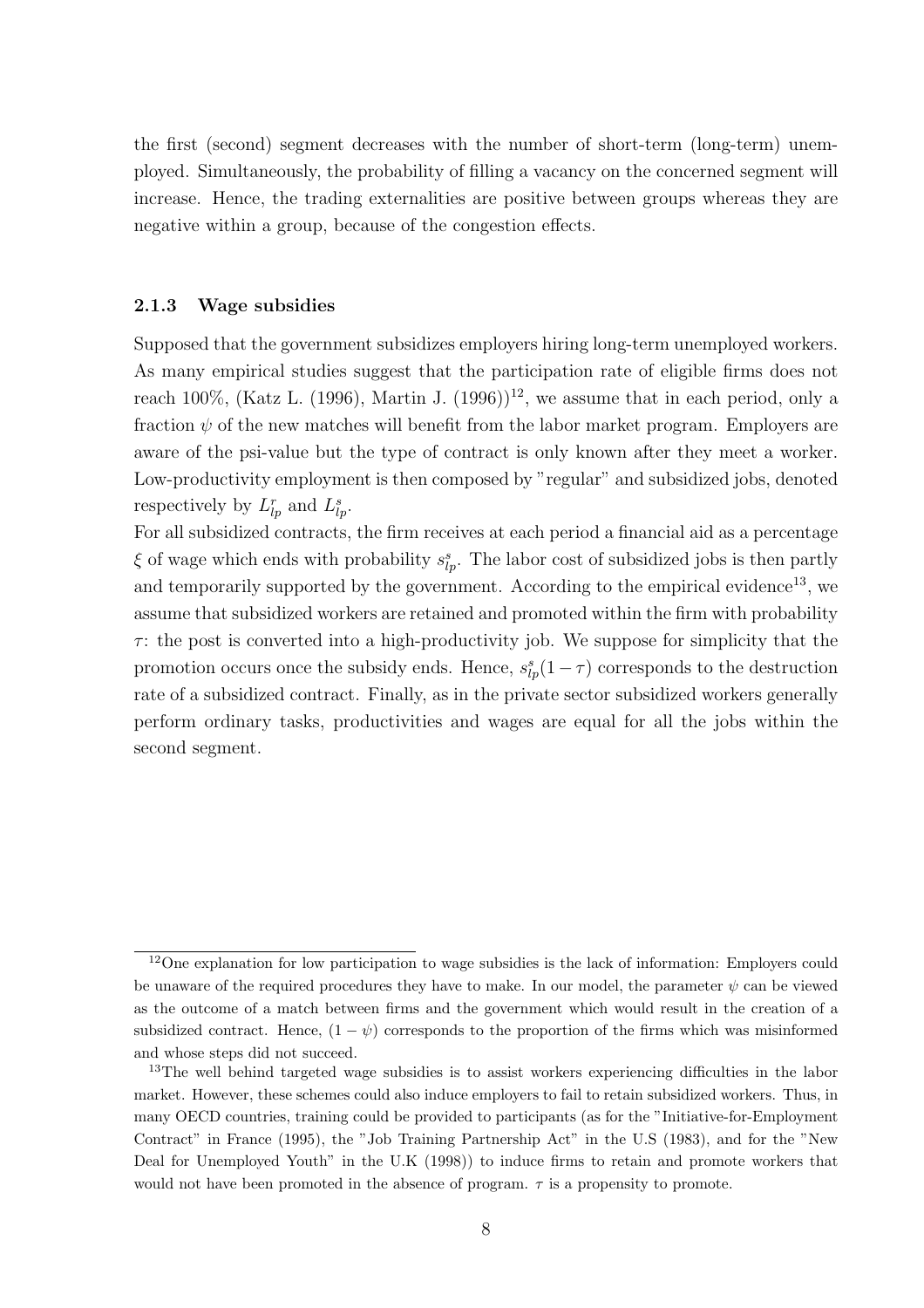the first (second) segment decreases with the number of short-term (long-term) unemployed. Simultaneously, the probability of filling a vacancy on the concerned segment will increase. Hence, the trading externalities are positive between groups whereas they are negative within a group, because of the congestion effects.

### 2.1.3 Wage subsidies

Supposed that the government subsidizes employers hiring long-term unemployed workers. As many empirical studies suggest that the participation rate of eligible firms does not reach 100%, (Katz L. (1996), Martin J. (1996))[12], we assume that in each period, only a fraction $\psi$ of the new matches will benefit from the labor market program. Employers are aware of the psi-value but the type of contract is only known after they meet a worker. Low-productivity employment is then composed by "regular" and subsidized jobs, denoted respectively by $L_{lp}^{r}$ and $L_{lp}^{s}$.

For all subsidized contracts, the firm receives at each period a financial aid as a percentage $\xi$ of wage which ends with probability $s_{lp}^{s}$. The labor cost of subsidized jobs is then partly and temporarily supported by the government. According to the empirical evidence[13], we assume that subsidized workers are retained and promoted within the firm with probability $\tau$: the post is converted into a high-productivity job. We suppose for simplicity that the promotion occurs once the subsidy ends. Hence, $s_{lp}^{s}(1-\tau)$ corresponds to the destruction rate of a subsidized contract. Finally, as in the private sector subsidized workers generally perform ordinary tasks, productivities and wages are equal for all the jobs within the second segment.

[12] One explanation for low participation to wage subsidies is the lack of information: Employers could be unaware of the required procedures they have to make. In our model, the parameter $\psi$ can be viewed as the outcome of a match between firms and the government which would result in the creation of a subsidized contract. Hence, $(1-\psi)$ corresponds to the proportion of the firms which was misinformed and whose steps did not succeed.

[13] The well behind targeted wage subsidies is to assist workers experiencing difficulties in the labor market. However, these schemes could also induce employers to fail to retain subsidized workers. Thus, in many OECD countries, training could be provided to participants (as for the "Initiative-for-Employment Contract" in France (1995), the "Job Training Partnership Act" in the U.S (1983), and for the "New Deal for Unemployed Youth" in the U.K (1998)) to induce firms to retain and promote workers that would not have been promoted in the absence of program. $\tau$ is a propensity to promote.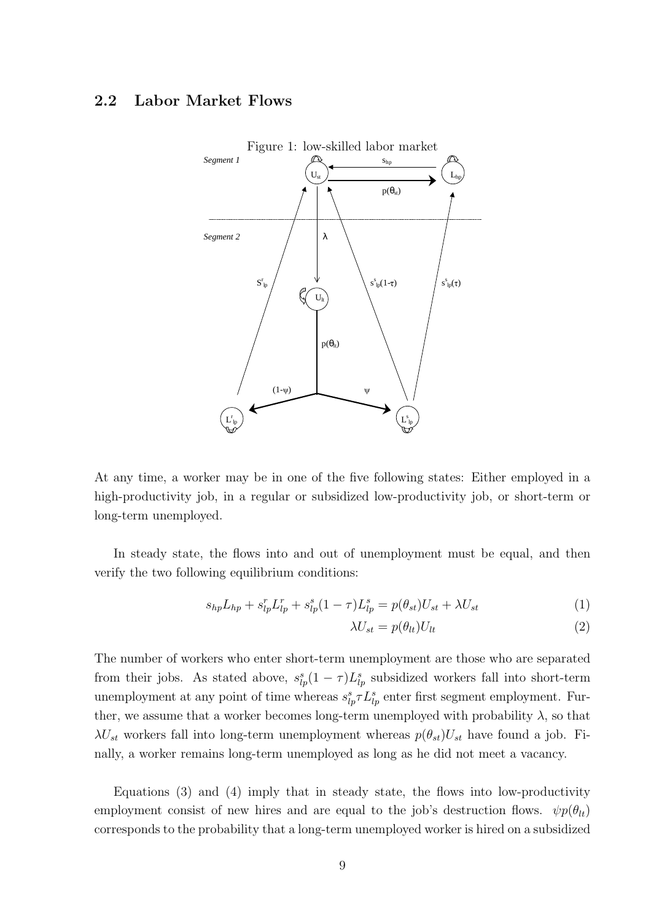### 2.2 Labor Market Flows

Figure 1: low-skilled labor market

At any time, a worker may be in one of the five following states: Either employed in a high-productivity job, in a regular or subsidized low-productivity job, or short-term or long-term unemployed.

In steady state, the flows into and out of unemployment must be equal, and then verify the two following equilibrium conditions:

$$s_{hp}L_{hp} + s^r_{lp}L^r_{lp} + s^s_{lp}(1-\tau)L^s_{lp} = p(\theta_{st})U_{st} + \lambda U_{st} \tag{1}$$

$$\lambda U_{st} = p(\theta_{lt})U_{lt} \tag{2}$$

The number of workers who enter short-term unemployment are those who are separated from their jobs. As stated above, $s^s_{lp}(1-\tau)L^s_{lp}$ subsidized workers fall into short-term unemployment at any point of time whereas $s^s_{lp}\tau L^s_{lp}$ enter first segment employment. Further, we assume that a worker becomes long-term unemployed with probability $\lambda$, so that $\lambda U_{st}$ workers fall into long-term unemployment whereas $p(\theta_{st})U_{st}$ have found a job. Finally, a worker remains long-term unemployed as long as he did not meet a vacancy.

Equations (3) and (4) imply that in steady state, the flows into low-productivity employment consist of new hires and are equal to the job's destruction flows. $\psi p(\theta_{lt})$ corresponds to the probability that a long-term unemployed worker is hired on a subsidized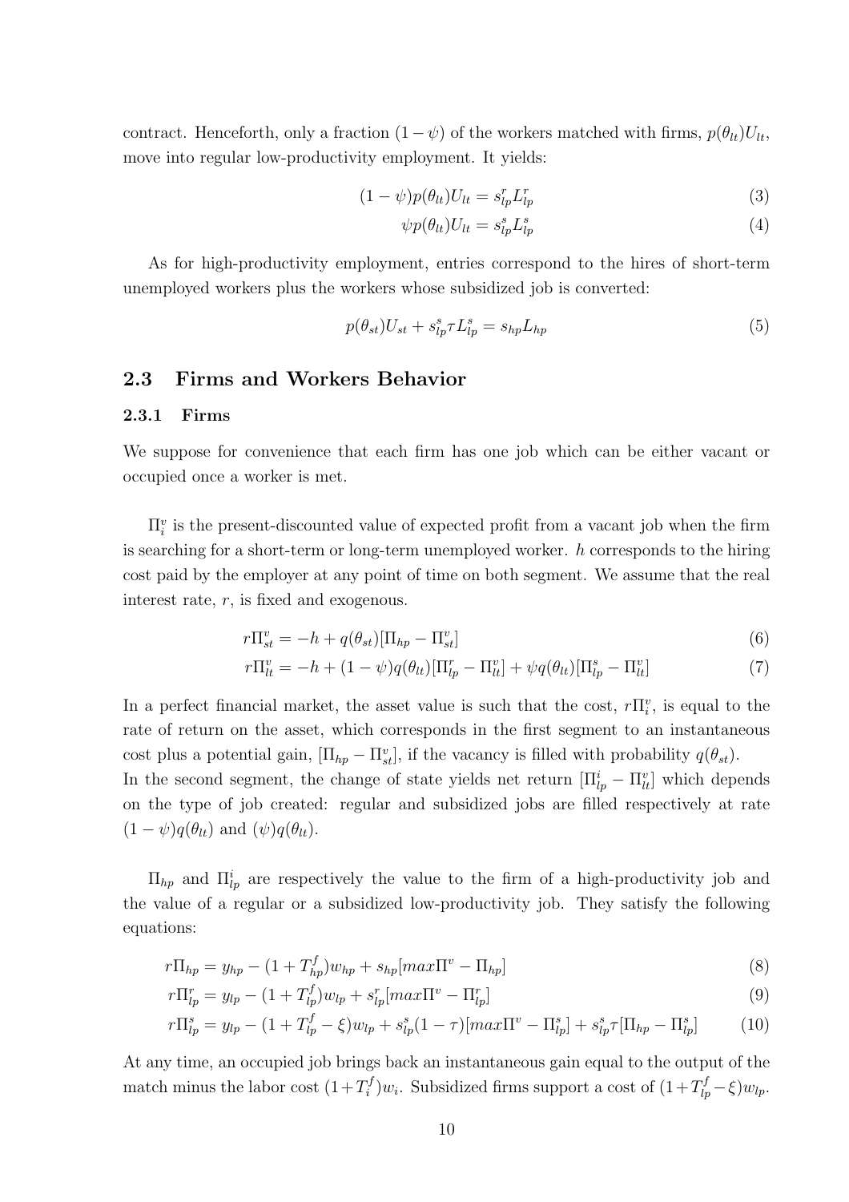contract. Henceforth, only a fraction $(1-\psi)$ of the workers matched with firms, $p(\theta_{lt})U_{lt}$, move into regular low-productivity employment. It yields:

$$(1-\psi)p(\theta_{lt})U_{lt} = s^r_{lp}L^r_{lp} \tag{3}$$

$$\psi p(\theta_{lt})U_{lt} = s^s_{lp}L^s_{lp} \tag{4}$$

As for high-productivity employment, entries correspond to the hires of short-term unemployed workers plus the workers whose subsidized job is converted:

$$p(\theta_{st})U_{st} + s^s_{lp}\tau L^s_{lp} = s_{hp}L_{hp} \tag{5}$$

## 2.3 Firms and Workers Behavior

### 2.3.1 Firms

We suppose for convenience that each firm has one job which can be either vacant or occupied once a worker is met.

$\Pi^v_i$ is the present-discounted value of expected profit from a vacant job when the firm is searching for a short-term or long-term unemployed worker. $h$ corresponds to the hiring cost paid by the employer at any point of time on both segment. We assume that the real interest rate, $r$, is fixed and exogenous.

$$r\Pi^v_{st} = -h + q(\theta_{st})[\Pi_{hp} - \Pi^v_{st}] \tag{6}$$

$$r\Pi^v_{lt} = -h + (1-\psi)q(\theta_{lt})[\Pi^r_{lp} - \Pi^v_{lt}] + \psi q(\theta_{lt})[\Pi^s_{lp} - \Pi^v_{lt}] \tag{7}$$

In a perfect financial market, the asset value is such that the cost, $r\Pi^v_i$, is equal to the rate of return on the asset, which corresponds in the first segment to an instantaneous cost plus a potential gain, $[\Pi_{hp} - \Pi^v_{st}]$, if the vacancy is filled with probability $q(\theta_{st})$.
In the second segment, the change of state yields net return $[\Pi^i_{lp} - \Pi^v_{lt}]$ which depends on the type of job created: regular and subsidized jobs are filled respectively at rate $(1-\psi)q(\theta_{lt})$ and $(\psi)q(\theta_{lt})$.

$\Pi_{hp}$ and $\Pi^i_{lp}$ are respectively the value to the firm of a high-productivity job and the value of a regular or a subsidized low-productivity job. They satisfy the following equations:

$$r\Pi_{hp} = y_{hp} - (1+T^f_{hp})w_{hp} + s_{hp}[max\Pi^v - \Pi_{hp}] \tag{8}$$

$$r\Pi^r_{lp} = y_{lp} - (1+T^f_{lp})w_{lp} + s^r_{lp}[max\Pi^v - \Pi^r_{lp}] \tag{9}$$

$$r\Pi^s_{lp} = y_{lp} - (1+T^f_{lp} - \xi)w_{lp} + s^s_{lp}(1-\tau)[max\Pi^v - \Pi^s_{lp}] + s^s_{lp}\tau[\Pi_{hp} - \Pi^s_{lp}] \tag{10}$$

At any time, an occupied job brings back an instantaneous gain equal to the output of the match minus the labor cost $(1+T^f_i)w_i$. Subsidized firms support a cost of $(1+T^f_{lp} - \xi)w_{lp}$.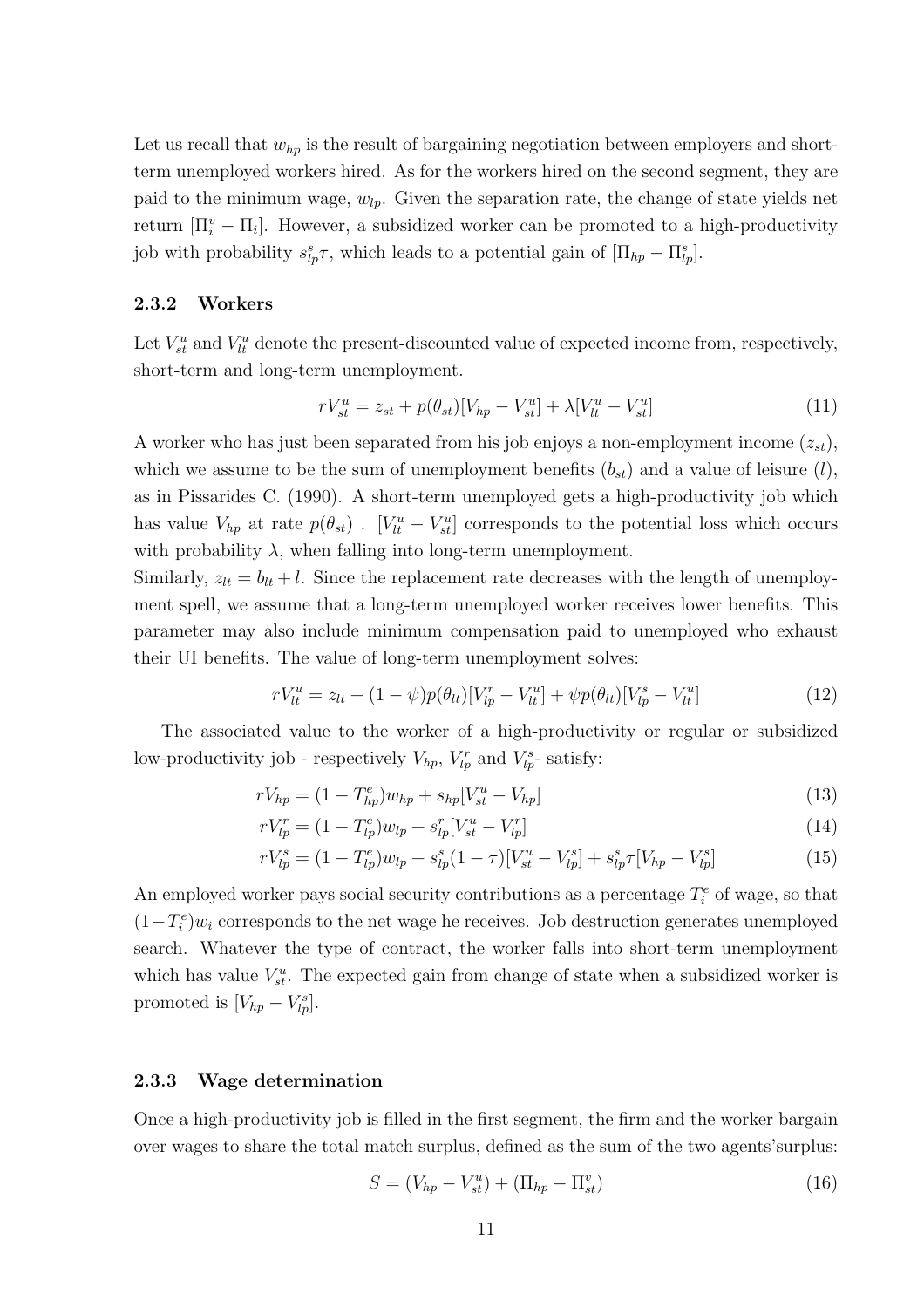Let us recall that $w_{hp}$ is the result of bargaining negotiation between employers and short-term unemployed workers hired. As for the workers hired on the second segment, they are paid to the minimum wage, $w_{lp}$. Given the separation rate, the change of state yields net return $[\Pi_i^v - \Pi_i]$. However, a subsidized worker can be promoted to a high-productivity job with probability $s_{lp}^s \tau$, which leads to a potential gain of $[\Pi_{hp} - \Pi_{lp}^s]$.

### 2.3.2 Workers

Let $V_{st}^u$ and $V_{lt}^u$ denote the present-discounted value of expected income from, respectively, short-term and long-term unemployment.

$$rV_{st}^u = z_{st} + p(\theta_{st})[V_{hp} - V_{st}^u] + \lambda[V_{lt}^u - V_{st}^u] \tag{11}$$

A worker who has just been separated from his job enjoys a non-employment income ($z_{st}$), which we assume to be the sum of unemployment benefits ($b_{st}$) and a value of leisure ($l$), as in Pissarides C. (1990). A short-term unemployed gets a high-productivity job which has value $V_{hp}$ at rate $p(\theta_{st})$ . $[V_{lt}^u - V_{st}^u]$ corresponds to the potential loss which occurs with probability $\lambda$, when falling into long-term unemployment.

Similarly, $z_{lt} = b_{lt} + l$. Since the replacement rate decreases with the length of unemployment spell, we assume that a long-term unemployed worker receives lower benefits. This parameter may also include minimum compensation paid to unemployed who exhaust their UI benefits. The value of long-term unemployment solves:

$$rV_{lt}^u = z_{lt} + (1 - \psi)p(\theta_{lt})[V_{lp}^r - V_{lt}^u] + \psi p(\theta_{lt})[V_{lp}^s - V_{lt}^u] \tag{12}$$

The associated value to the worker of a high-productivity or regular or subsidized low-productivity job - respectively $V_{hp}$, $V_{lp}^r$ and $V_{lp}^s$- satisfy:

$$rV_{hp} = (1 - T_{hp}^e)w_{hp} + s_{hp}[V_{st}^u - V_{hp}] \tag{13}$$

$$rV_{lp}^r = (1 - T_{lp}^e)w_{lp} + s_{lp}^r[V_{st}^u - V_{lp}^r] \tag{14}$$

$$rV_{lp}^s = (1 - T_{lp}^e)w_{lp} + s_{lp}^s(1 - \tau)[V_{st}^u - V_{lp}^s] + s_{lp}^s\tau[V_{hp} - V_{lp}^s] \tag{15}$$

An employed worker pays social security contributions as a percentage $T_i^e$ of wage, so that $(1-T_i^e)w_i$ corresponds to the net wage he receives. Job destruction generates unemployed search. Whatever the type of contract, the worker falls into short-term unemployment which has value $V_{st}^u$. The expected gain from change of state when a subsidized worker is promoted is $[V_{hp} - V_{lp}^s]$.

### 2.3.3 Wage determination

Once a high-productivity job is filled in the first segment, the firm and the worker bargain over wages to share the total match surplus, defined as the sum of the two agents'surplus:

$$S = (V_{hp} - V_{st}^u) + (\Pi_{hp} - \Pi_{st}^v) \tag{16}$$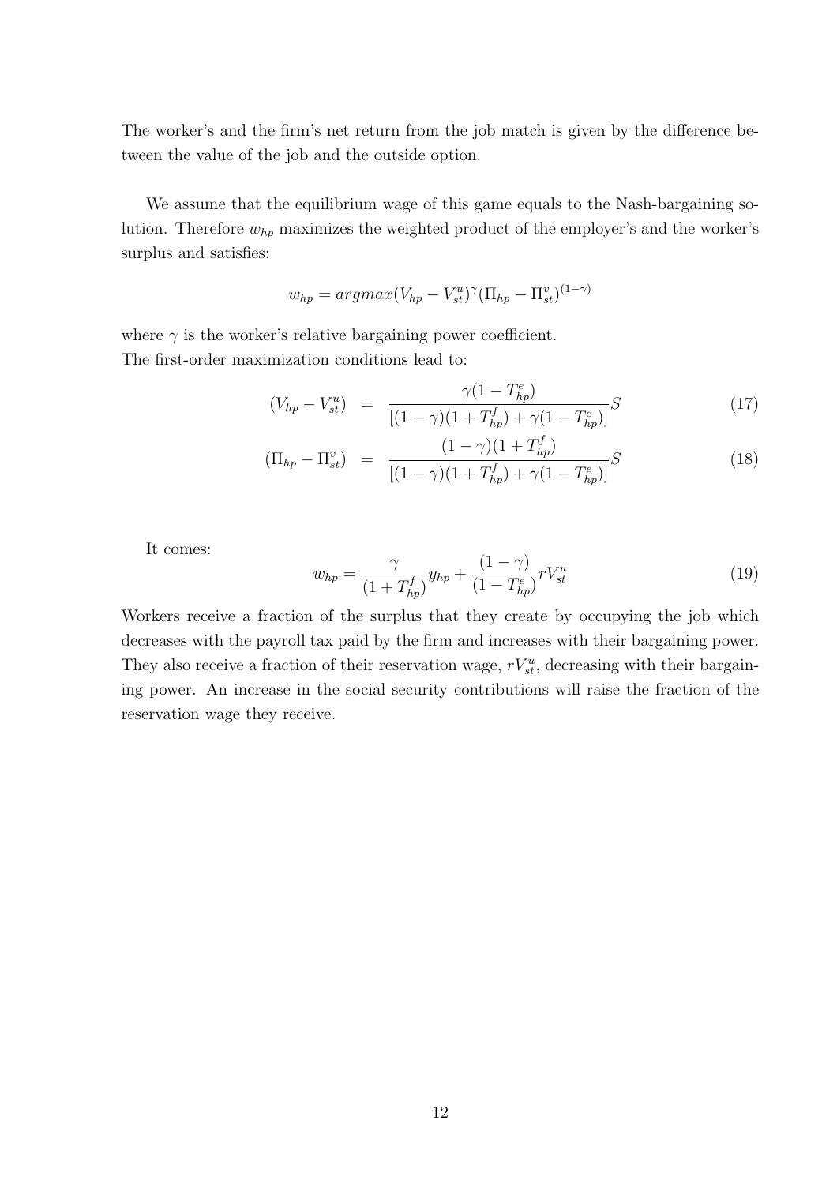The worker's and the firm's net return from the job match is given by the difference between the value of the job and the outside option.

We assume that the equilibrium wage of this game equals to the Nash-bargaining solution. Therefore $w_{hp}$ maximizes the weighted product of the employer's and the worker's surplus and satisfies:

$$w_{hp} = argmax(V_{hp} - V_{st}^{u})^{\gamma}(\Pi_{hp} - \Pi_{st}^{v})^{(1-\gamma)}$$

where $\gamma$ is the worker's relative bargaining power coefficient.
The first-order maximization conditions lead to:

$$(V_{hp} - V_{st}^{u}) = \frac{\gamma(1 - T_{hp}^{e})}{[(1-\gamma)(1 + T_{hp}^{f}) + \gamma(1 - T_{hp}^{e})]} S \tag{17}$$

$$(\Pi_{hp} - \Pi_{st}^{v}) = \frac{(1-\gamma)(1 + T_{hp}^{f})}{[(1-\gamma)(1 + T_{hp}^{f}) + \gamma(1 - T_{hp}^{e})]} S \tag{18}$$

It comes:

$$w_{hp} = \frac{\gamma}{(1 + T_{hp}^{f})} y_{hp} + \frac{(1-\gamma)}{(1 - T_{hp}^{e})} r V_{st}^{u} \tag{19}$$

Workers receive a fraction of the surplus that they create by occupying the job which decreases with the payroll tax paid by the firm and increases with their bargaining power. They also receive a fraction of their reservation wage, $rV_{st}^{u}$, decreasing with their bargaining power. An increase in the social security contributions will raise the fraction of the reservation wage they receive.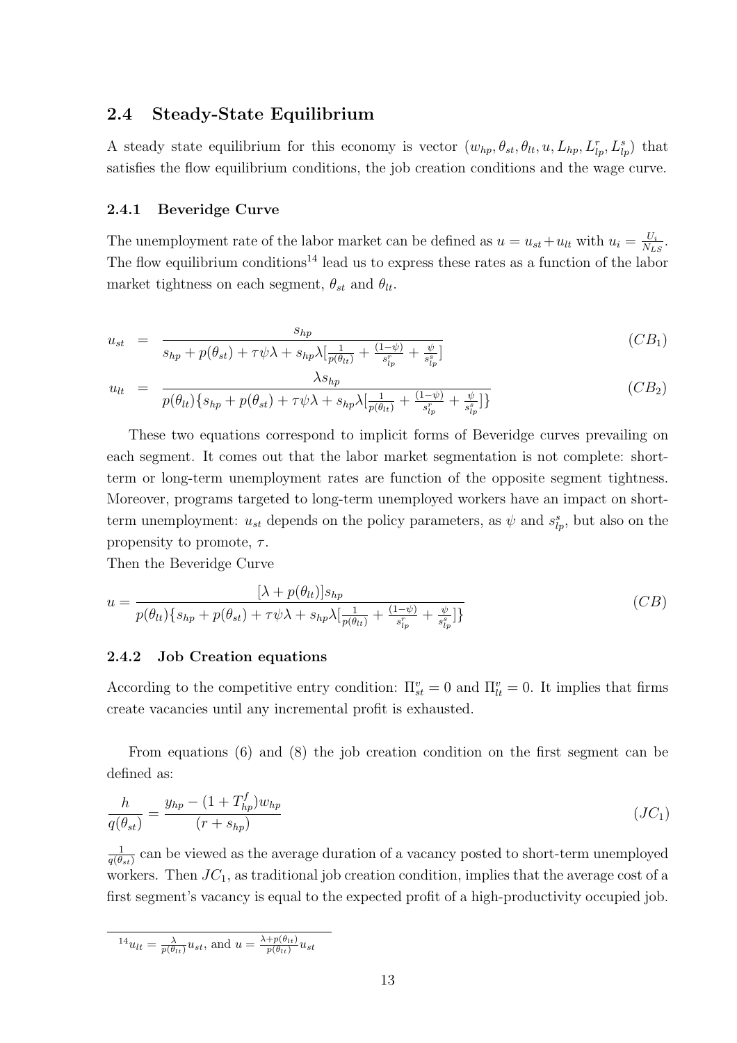## 2.4 Steady-State Equilibrium

A steady state equilibrium for this economy is vector $(w_{hp}, \theta_{st}, \theta_{lt}, u, L_{hp}, L_{lp}^{r}, L_{lp}^{s})$ that satisfies the flow equilibrium conditions, the job creation conditions and the wage curve.

### 2.4.1 Beveridge Curve

The unemployment rate of the labor market can be defined as $u = u_{st} + u_{lt}$ with $u_i = \frac{U_i}{N_{LS}}$. The flow equilibrium conditions[14] lead us to express these rates as a function of the labor market tightness on each segment, $\theta_{st}$ and $\theta_{lt}$.

$$u_{st} = \frac{s_{hp}}{s_{hp} + p(\theta_{st}) + \tau\psi\lambda + s_{hp}\lambda[\frac{1}{p(\theta_{lt})} + \frac{(1-\psi)}{s_{lp}^{r}} + \frac{\psi}{s_{lp}^{s}}]} \quad (CB_1)$$

$$u_{lt} = \frac{\lambda s_{hp}}{p(\theta_{lt})\{s_{hp} + p(\theta_{st}) + \tau\psi\lambda + s_{hp}\lambda[\frac{1}{p(\theta_{lt})} + \frac{(1-\psi)}{s_{lp}^{r}} + \frac{\psi}{s_{lp}^{s}}]\}} \quad (CB_2)$$

These two equations correspond to implicit forms of Beveridge curves prevailing on each segment. It comes out that the labor market segmentation is not complete: short-term or long-term unemployment rates are function of the opposite segment tightness. Moreover, programs targeted to long-term unemployed workers have an impact on short-term unemployment: $u_{st}$ depends on the policy parameters, as $\psi$ and $s_{lp}^{s}$, but also on the propensity to promote, $\tau$.

Then the Beveridge Curve

$$u = \frac{[\lambda + p(\theta_{lt})]s_{hp}}{p(\theta_{lt})\{s_{hp} + p(\theta_{st}) + \tau\psi\lambda + s_{hp}\lambda[\frac{1}{p(\theta_{lt})} + \frac{(1-\psi)}{s_{lp}^{r}} + \frac{\psi}{s_{lp}^{s}}]\}} \quad (CB)$$

### 2.4.2 Job Creation equations

According to the competitive entry condition: $\Pi_{st}^{v} = 0$ and $\Pi_{lt}^{v} = 0$. It implies that firms create vacancies until any incremental profit is exhausted.

From equations (6) and (8) the job creation condition on the first segment can be defined as:

$$\frac{h}{q(\theta_{st})} = \frac{y_{hp} - (1 + T_{hp}^{f})w_{hp}}{(r + s_{hp})} \quad (JC_1)$$

$\frac{1}{q(\theta_{st})}$ can be viewed as the average duration of a vacancy posted to short-term unemployed workers. Then $JC_1$, as traditional job creation condition, implies that the average cost of a first segment's vacancy is equal to the expected profit of a high-productivity occupied job.

[14] $u_{lt} = \frac{\lambda}{p(\theta_{lt})} u_{st}$, and $u = \frac{\lambda + p(\theta_{lt})}{p(\theta_{lt})} u_{st}$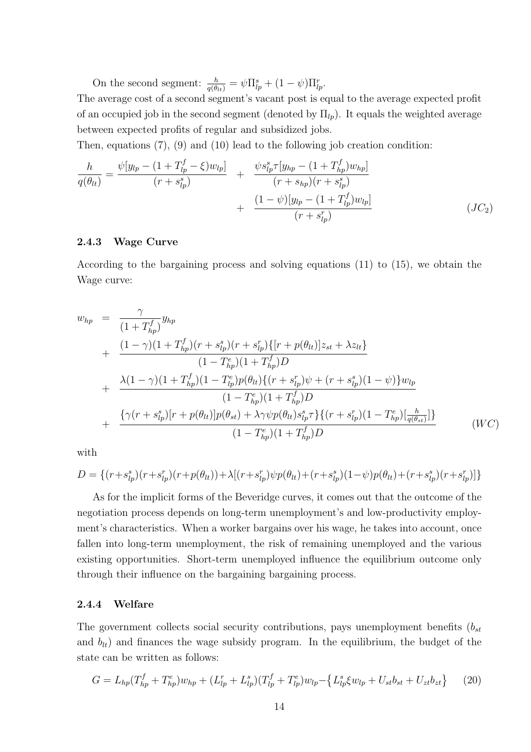On the second segment: $\frac{h}{q(\theta_{lt})} = \psi \Pi^s_{lp} + (1-\psi)\Pi^r_{lp}$.
The average cost of a second segment's vacant post is equal to the average expected profit of an occupied job in the second segment (denoted by $\Pi_{lp}$). It equals the weighted average between expected profits of regular and subsidized jobs.
Then, equations (7), (9) and (10) lead to the following job creation condition:

$$
\begin{aligned}
\frac{h}{q(\theta_{lt})} = \frac{\psi[y_{lp} - (1+T^f_{lp} - \xi)w_{lp}]}{(r+s^s_{lp})} &+ \frac{\psi s^s_{lp}\tau[y_{hp} - (1+T^f_{hp})w_{hp}]}{(r+s_{hp})(r+s^s_{lp})} \\
&+ \frac{(1-\psi)[y_{lp} - (1+T^f_{lp})w_{lp}]}{(r+s^r_{lp})} \qquad (JC_2)
\end{aligned}
$$

### 2.4.3 Wage Curve

According to the bargaining process and solving equations (11) to (15), we obtain the Wage curve:

$$
\begin{aligned}
w_{hp} &= \frac{\gamma}{(1+T^f_{hp})} y_{hp} \\
&+ \frac{(1-\gamma)(1+T^f_{hp})(r+s^s_{lp})(r+s^r_{lp})\{[r+p(\theta_{lt})]z_{st} + \lambda z_{lt}\}}{(1-T^e_{hp})(1+T^f_{hp})D} \\
&+ \frac{\lambda(1-\gamma)(1+T^f_{hp})(1-T^e_{lp})p(\theta_{lt})\{(r+s^r_{lp})\psi + (r+s^s_{lp})(1-\psi)\}w_{lp}}{(1-T^e_{hp})(1+T^f_{hp})D} \\
&+ \frac{\{\gamma(r+s^s_{lp})[r+p(\theta_{lt})]p(\theta_{st}) + \lambda\gamma\psi p(\theta_{lt})s^s_{lp}\tau\}\{(r+s^r_{lp})(1-T^e_{hp})[\frac{h}{q(\theta_{st})}]\}}{(1-T^e_{hp})(1+T^f_{hp})D} \qquad (WC)
\end{aligned}
$$

with

$$
D = \{(r+s^s_{lp})(r+s^r_{lp})(r+p(\theta_{lt})) + \lambda[(r+s^r_{lp})\psi p(\theta_{lt}) + (r+s^s_{lp})(1-\psi)p(\theta_{lt}) + (r+s^s_{lp})(r+s^r_{lp})]\}
$$

As for the implicit forms of the Beveridge curves, it comes out that the outcome of the negotiation process depends on long-term unemployment's and low-productivity employment's characteristics. When a worker bargains over his wage, he takes into account, once fallen into long-term unemployment, the risk of remaining unemployed and the various existing opportunities. Short-term unemployed influence the equilibrium outcome only through their influence on the bargaining bargaining process.

### 2.4.4 Welfare

The government collects social security contributions, pays unemployment benefits ($b_{st}$ and $b_{lt}$) and finances the wage subsidy program. In the equilibrium, the budget of the state can be written as follows:

$$
G = L_{hp}(T^f_{hp} + T^e_{hp})w_{hp} + (L^r_{lp} + L^s_{lp})(T^f_{lp} + T^e_{lp})w_{lp} - \{L^s_{lp}\xi w_{lp} + U_{st}b_{st} + U_{zt}b_{zt}\} \qquad (20)
$$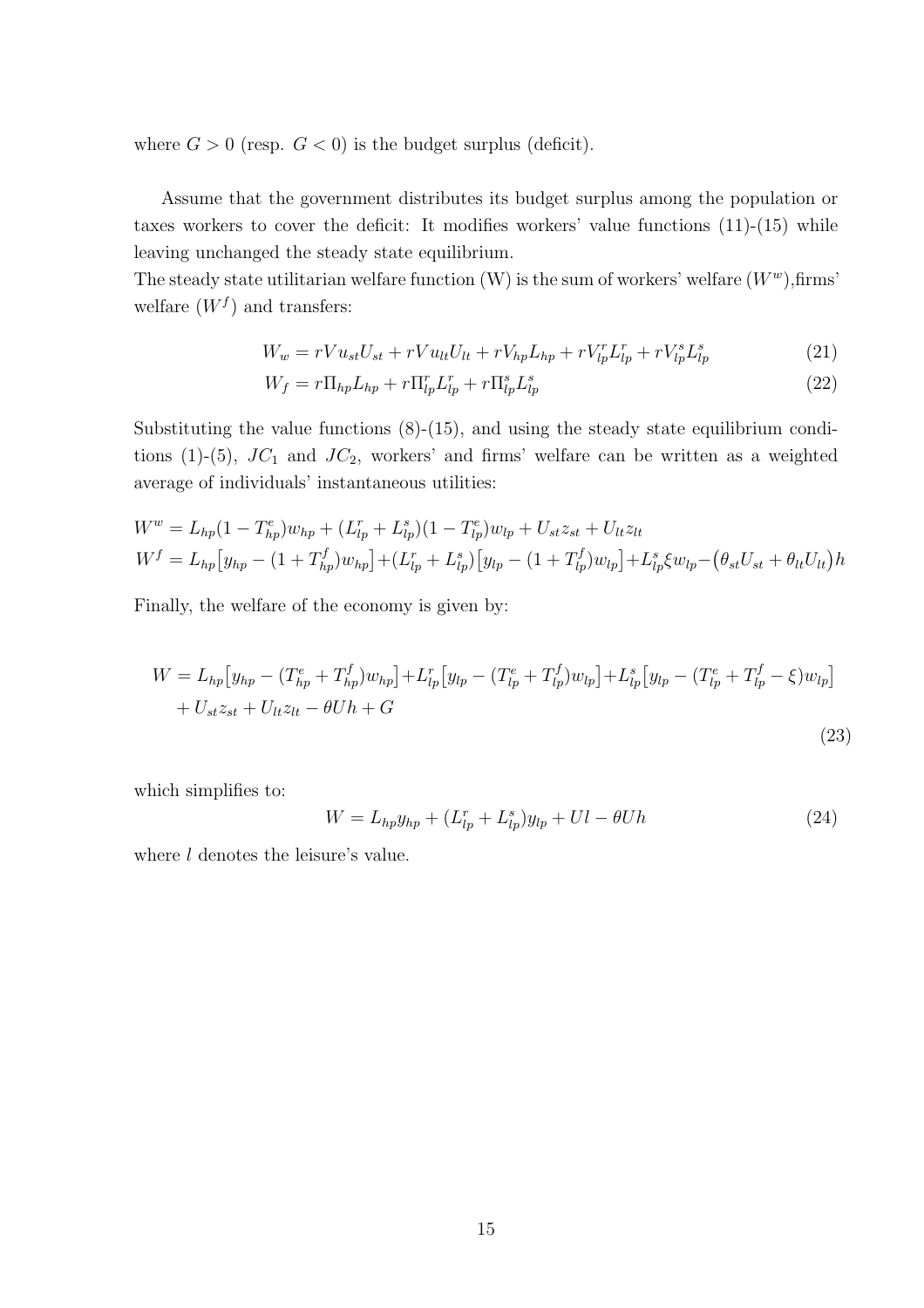where $G > 0$ (resp. $G < 0$) is the budget surplus (deficit).

Assume that the government distributes its budget surplus among the population or taxes workers to cover the deficit: It modifies workers' value functions (11)-(15) while leaving unchanged the steady state equilibrium.
The steady state utilitarian welfare function (W) is the sum of workers' welfare ($W^w$),firms' welfare ($W^f$) and transfers:

$$W_w = rVu_{st}U_{st} + rVu_{lt}U_{lt} + rV_{hp}L_{hp} + rV_{lp}^r L_{lp}^r + rV_{lp}^s L_{lp}^s \tag{21}$$

$$W_f = r\Pi_{hp}L_{hp} + r\Pi_{lp}^r L_{lp}^r + r\Pi_{lp}^s L_{lp}^s \tag{22}$$

Substituting the value functions (8)-(15), and using the steady state equilibrium conditions (1)-(5), $JC_1$ and $JC_2$, workers' and firms' welfare can be written as a weighted average of individuals' instantaneous utilities:

$$W^w = L_{hp}(1 - T_{hp}^e)w_{hp} + (L_{lp}^r + L_{lp}^s)(1 - T_{lp}^e)w_{lp} + U_{st}z_{st} + U_{lt}z_{lt}$$

$$W^f = L_{hp}\big[y_{hp} - (1 + T_{hp}^f)w_{hp}\big] + (L_{lp}^r + L_{lp}^s)\big[y_{lp} - (1 + T_{lp}^f)w_{lp}\big] + L_{lp}^s \xi w_{lp} - \big(\theta_{st}U_{st} + \theta_{lt}U_{lt}\big)h$$

Finally, the welfare of the economy is given by:

$$\begin{aligned} W = {} & L_{hp}\big[y_{hp} - (T_{hp}^e + T_{hp}^f)w_{hp}\big] + L_{lp}^r\big[y_{lp} - (T_{lp}^e + T_{lp}^f)w_{lp}\big] + L_{lp}^s\big[y_{lp} - (T_{lp}^e + T_{lp}^f - \xi)w_{lp}\big] \\ & + U_{st}z_{st} + U_{lt}z_{lt} - \theta U h + G \end{aligned} \tag{23}$$

which simplifies to:

$$W = L_{hp}y_{hp} + (L_{lp}^r + L_{lp}^s)y_{lp} + Ul - \theta U h \tag{24}$$

where $l$ denotes the leisure's value.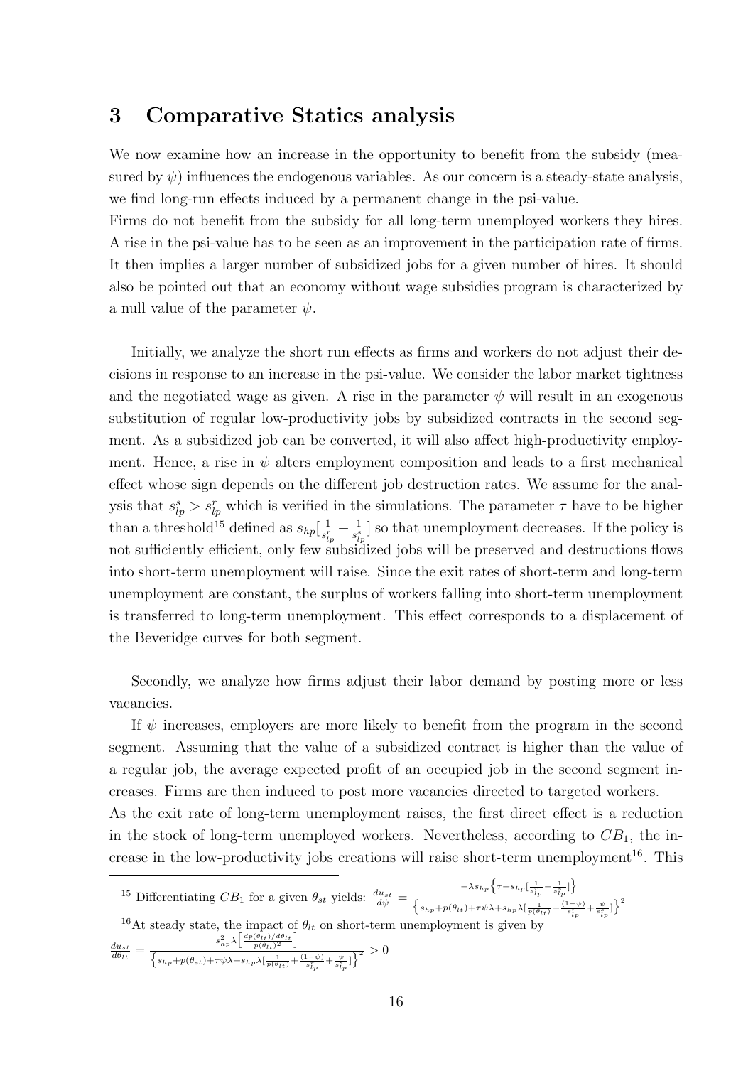## 3 Comparative Statics analysis

We now examine how an increase in the opportunity to benefit from the subsidy (measured by $\psi$) influences the endogenous variables. As our concern is a steady-state analysis, we find long-run effects induced by a permanent change in the psi-value.

Firms do not benefit from the subsidy for all long-term unemployed workers they hires. A rise in the psi-value has to be seen as an improvement in the participation rate of firms. It then implies a larger number of subsidized jobs for a given number of hires. It should also be pointed out that an economy without wage subsidies program is characterized by a null value of the parameter $\psi$.

Initially, we analyze the short run effects as firms and workers do not adjust their decisions in response to an increase in the psi-value. We consider the labor market tightness and the negotiated wage as given. A rise in the parameter $\psi$ will result in an exogenous substitution of regular low-productivity jobs by subsidized contracts in the second segment. As a subsidized job can be converted, it will also affect high-productivity employment. Hence, a rise in $\psi$ alters employment composition and leads to a first mechanical effect whose sign depends on the different job destruction rates. We assume for the analysis that $s^s_{lp} > s^r_{lp}$ which is verified in the simulations. The parameter $\tau$ have to be higher than a threshold[15] defined as $s_{hp}[\frac{1}{s^r_{lp}} - \frac{1}{s^s_{lp}}]$ so that unemployment decreases. If the policy is not sufficiently efficient, only few subsidized jobs will be preserved and destructions flows into short-term unemployment will raise. Since the exit rates of short-term and long-term unemployment are constant, the surplus of workers falling into short-term unemployment is transferred to long-term unemployment. This effect corresponds to a displacement of the Beveridge curves for both segment.

Secondly, we analyze how firms adjust their labor demand by posting more or less vacancies.

If $\psi$ increases, employers are more likely to benefit from the program in the second segment. Assuming that the value of a subsidized contract is higher than the value of a regular job, the average expected profit of an occupied job in the second segment increases. Firms are then induced to post more vacancies directed to targeted workers.

As the exit rate of long-term unemployment raises, the first direct effect is a reduction in the stock of long-term unemployed workers. Nevertheless, according to $CB_1$, the increase in the low-productivity jobs creations will raise short-term unemployment[16]. This

---

[15] Differentiating $CB_1$ for a given $\theta_{st}$ yields: $\frac{du_{st}}{d\psi} = \frac{-\lambda s_{hp}\left\{\tau + s_{hp}[\frac{1}{s^r_{lp}} - \frac{1}{s^s_{lp}}]\right\}}{\left\{s_{hp} + p(\theta_{lt}) + \tau\psi\lambda + s_{hp}\lambda[\frac{1}{p(\theta_{lt})} + \frac{(1-\psi)}{s^r_{lp}} + \frac{\psi}{s^s_{lp}}]\right\}^2}$

[16] At steady state, the impact of $\theta_{lt}$ on short-term unemployment is given by

$\frac{du_{st}}{d\theta_{lt}} = \frac{s^2_{hp}\lambda\left[\frac{dp(\theta_{lt})/d\theta_{lt}}{p(\theta_{lt})^2}\right]}{\left\{s_{hp} + p(\theta_{st}) + \tau\psi\lambda + s_{hp}\lambda[\frac{1}{p(\theta_{lt})} + \frac{(1-\psi)}{s^r_{lp}} + \frac{\psi}{s^s_{lp}}]\right\}^2} > 0$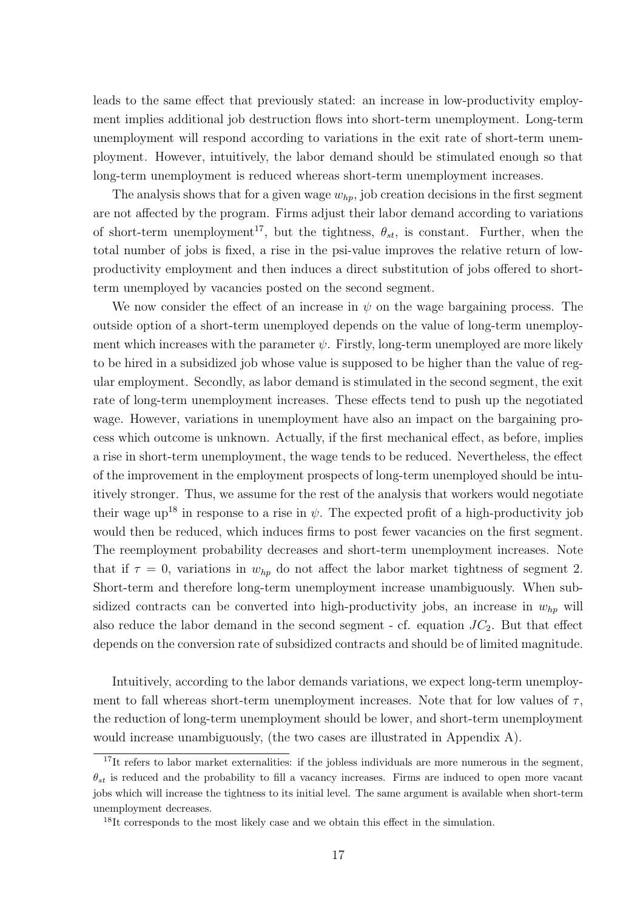leads to the same effect that previously stated: an increase in low-productivity employment implies additional job destruction flows into short-term unemployment. Long-term unemployment will respond according to variations in the exit rate of short-term unemployment. However, intuitively, the labor demand should be stimulated enough so that long-term unemployment is reduced whereas short-term unemployment increases.

The analysis shows that for a given wage $w_{hp}$, job creation decisions in the first segment are not affected by the program. Firms adjust their labor demand according to variations of short-term unemployment[17], but the tightness, $\theta_{st}$, is constant. Further, when the total number of jobs is fixed, a rise in the psi-value improves the relative return of low-productivity employment and then induces a direct substitution of jobs offered to short-term unemployed by vacancies posted on the second segment.

We now consider the effect of an increase in $\psi$ on the wage bargaining process. The outside option of a short-term unemployed depends on the value of long-term unemployment which increases with the parameter $\psi$. Firstly, long-term unemployed are more likely to be hired in a subsidized job whose value is supposed to be higher than the value of regular employment. Secondly, as labor demand is stimulated in the second segment, the exit rate of long-term unemployment increases. These effects tend to push up the negotiated wage. However, variations in unemployment have also an impact on the bargaining process which outcome is unknown. Actually, if the first mechanical effect, as before, implies a rise in short-term unemployment, the wage tends to be reduced. Nevertheless, the effect of the improvement in the employment prospects of long-term unemployed should be intuitively stronger. Thus, we assume for the rest of the analysis that workers would negotiate their wage up[18] in response to a rise in $\psi$. The expected profit of a high-productivity job would then be reduced, which induces firms to post fewer vacancies on the first segment. The reemployment probability decreases and short-term unemployment increases. Note that if $\tau = 0$, variations in $w_{hp}$ do not affect the labor market tightness of segment 2. Short-term and therefore long-term unemployment increase unambiguously. When subsidized contracts can be converted into high-productivity jobs, an increase in $w_{hp}$ will also reduce the labor demand in the second segment - cf. equation $JC_2$. But that effect depends on the conversion rate of subsidized contracts and should be of limited magnitude.

Intuitively, according to the labor demands variations, we expect long-term unemployment to fall whereas short-term unemployment increases. Note that for low values of $\tau$, the reduction of long-term unemployment should be lower, and short-term unemployment would increase unambiguously, (the two cases are illustrated in Appendix A).

[17] It refers to labor market externalities: if the jobless individuals are more numerous in the segment, $\theta_{st}$ is reduced and the probability to fill a vacancy increases. Firms are induced to open more vacant jobs which will increase the tightness to its initial level. The same argument is available when short-term unemployment decreases.

[18] It corresponds to the most likely case and we obtain this effect in the simulation.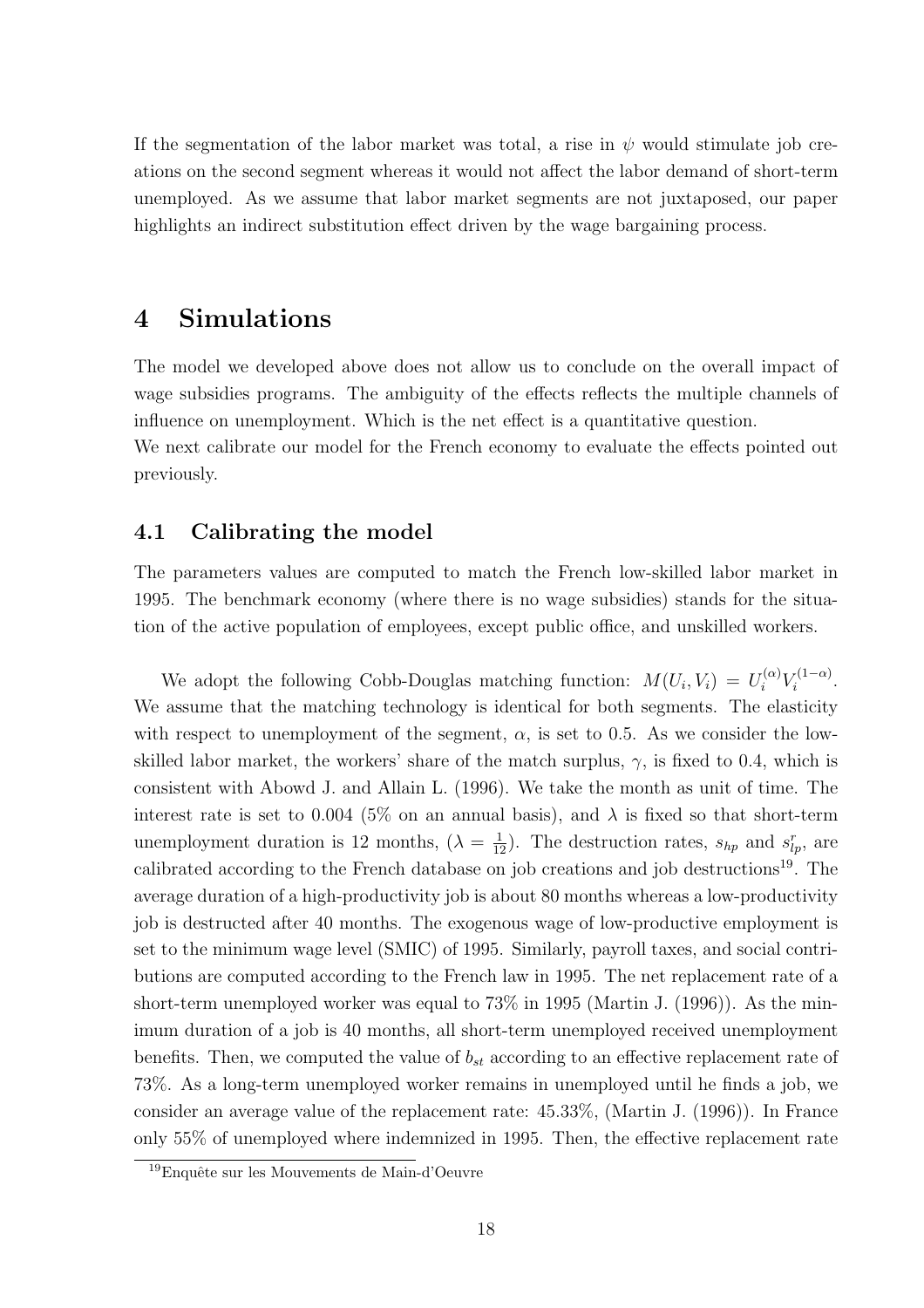If the segmentation of the labor market was total, a rise in $\psi$ would stimulate job creations on the second segment whereas it would not affect the labor demand of short-term unemployed. As we assume that labor market segments are not juxtaposed, our paper highlights an indirect substitution effect driven by the wage bargaining process.

# 4 Simulations

The model we developed above does not allow us to conclude on the overall impact of wage subsidies programs. The ambiguity of the effects reflects the multiple channels of influence on unemployment. Which is the net effect is a quantitative question.
We next calibrate our model for the French economy to evaluate the effects pointed out previously.

## 4.1 Calibrating the model

The parameters values are computed to match the French low-skilled labor market in 1995. The benchmark economy (where there is no wage subsidies) stands for the situation of the active population of employees, except public office, and unskilled workers.

We adopt the following Cobb-Douglas matching function: $M(U_i, V_i) = U_i^{(\alpha)} V_i^{(1-\alpha)}$. We assume that the matching technology is identical for both segments. The elasticity with respect to unemployment of the segment, $\alpha$, is set to 0.5. As we consider the low-skilled labor market, the workers' share of the match surplus, $\gamma$, is fixed to 0.4, which is consistent with Abowd J. and Allain L. (1996). We take the month as unit of time. The interest rate is set to 0.004 (5% on an annual basis), and $\lambda$ is fixed so that short-term unemployment duration is 12 months, ($\lambda = \frac{1}{12}$). The destruction rates, $s_{hp}$ and $s_{lp}^{r}$, are calibrated according to the French database on job creations and job destructions[19]. The average duration of a high-productivity job is about 80 months whereas a low-productivity job is destructed after 40 months. The exogenous wage of low-productive employment is set to the minimum wage level (SMIC) of 1995. Similarly, payroll taxes, and social contributions are computed according to the French law in 1995. The net replacement rate of a short-term unemployed worker was equal to 73% in 1995 (Martin J. (1996)). As the minimum duration of a job is 40 months, all short-term unemployed received unemployment benefits. Then, we computed the value of $b_{st}$ according to an effective replacement rate of 73%. As a long-term unemployed worker remains in unemployed until he finds a job, we consider an average value of the replacement rate: 45.33%, (Martin J. (1996)). In France only 55% of unemployed where indemnized in 1995. Then, the effective replacement rate

[19] Enquête sur les Mouvements de Main-d'Oeuvre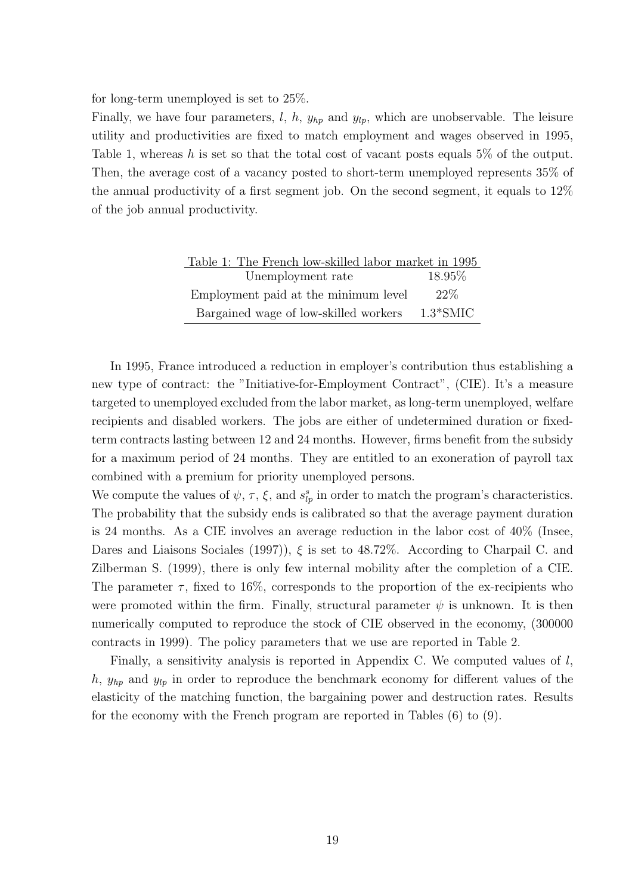for long-term unemployed is set to 25%.

Finally, we have four parameters, $l$, $h$, $y_{hp}$ and $y_{lp}$, which are unobservable. The leisure utility and productivities are fixed to match employment and wages observed in 1995, Table 1, whereas $h$ is set so that the total cost of vacant posts equals 5% of the output. Then, the average cost of a vacancy posted to short-term unemployed represents 35% of the annual productivity of a first segment job. On the second segment, it equals to 12% of the job annual productivity.

Table 1: The French low-skilled labor market in 1995

| | |
|---|---|
| Unemployment rate | 18.95% |
| Employment paid at the minimum level | 22% |
| Bargained wage of low-skilled workers | 1.3*SMIC |

In 1995, France introduced a reduction in employer's contribution thus establishing a new type of contract: the "Initiative-for-Employment Contract", (CIE). It's a measure targeted to unemployed excluded from the labor market, as long-term unemployed, welfare recipients and disabled workers. The jobs are either of undetermined duration or fixed-term contracts lasting between 12 and 24 months. However, firms benefit from the subsidy for a maximum period of 24 months. They are entitled to an exoneration of payroll tax combined with a premium for priority unemployed persons.

We compute the values of $\psi$, $\tau$, $\xi$, and $s^{s}_{lp}$ in order to match the program's characteristics. The probability that the subsidy ends is calibrated so that the average payment duration is 24 months. As a CIE involves an average reduction in the labor cost of 40% (Insee, Dares and Liaisons Sociales (1997)), $\xi$ is set to 48.72%. According to Charpail C. and Zilberman S. (1999), there is only few internal mobility after the completion of a CIE. The parameter $\tau$, fixed to 16%, corresponds to the proportion of the ex-recipients who were promoted within the firm. Finally, structural parameter $\psi$ is unknown. It is then numerically computed to reproduce the stock of CIE observed in the economy, (300000 contracts in 1999). The policy parameters that we use are reported in Table 2.

Finally, a sensitivity analysis is reported in Appendix C. We computed values of $l$, $h$, $y_{hp}$ and $y_{lp}$ in order to reproduce the benchmark economy for different values of the elasticity of the matching function, the bargaining power and destruction rates. Results for the economy with the French program are reported in Tables (6) to (9).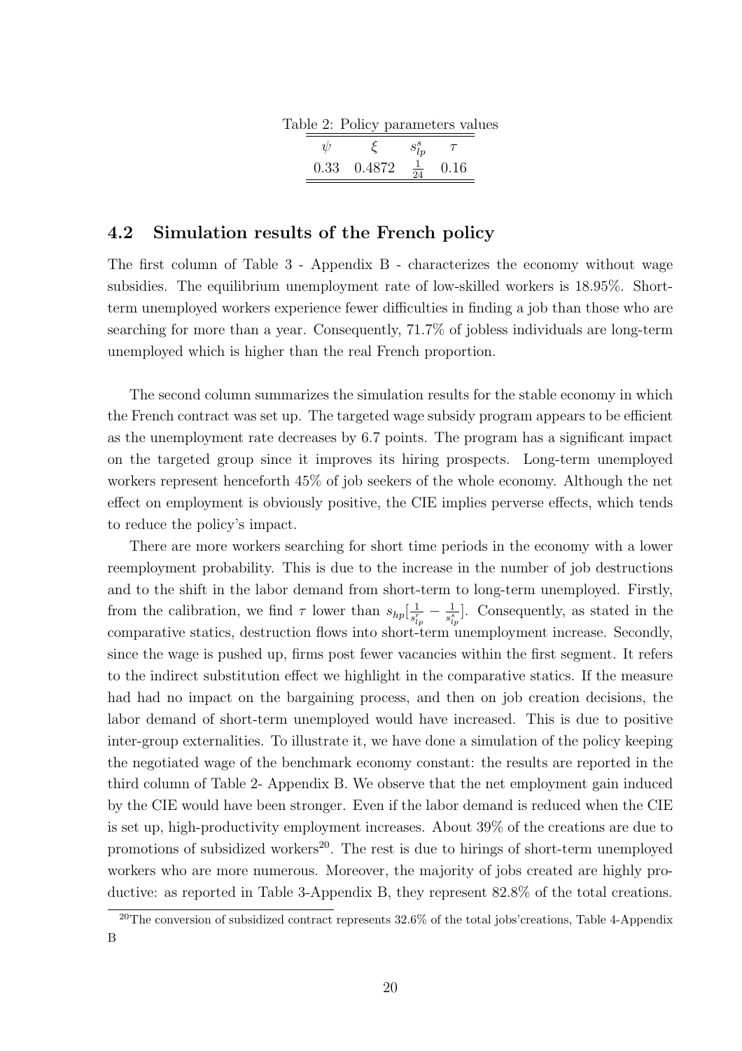Table 2: Policy parameters values

| $\psi$ | $\xi$ | $s^s_{lp}$ | $\tau$ |
|---|---|---|---|
| 0.33 | 0.4872 | $\frac{1}{24}$ | 0.16 |

### 4.2 Simulation results of the French policy

The first column of Table 3 - Appendix B - characterizes the economy without wage subsidies. The equilibrium unemployment rate of low-skilled workers is 18.95%. Short-term unemployed workers experience fewer difficulties in finding a job than those who are searching for more than a year. Consequently, 71.7% of jobless individuals are long-term unemployed which is higher than the real French proportion.

The second column summarizes the simulation results for the stable economy in which the French contract was set up. The targeted wage subsidy program appears to be efficient as the unemployment rate decreases by 6.7 points. The program has a significant impact on the targeted group since it improves its hiring prospects. Long-term unemployed workers represent henceforth 45% of job seekers of the whole economy. Although the net effect on employment is obviously positive, the CIE implies perverse effects, which tends to reduce the policy's impact.

There are more workers searching for short time periods in the economy with a lower reemployment probability. This is due to the increase in the number of job destructions and to the shift in the labor demand from short-term to long-term unemployed. Firstly, from the calibration, we find $\tau$ lower than $s_{hp}[\frac{1}{s^r_{lp}} - \frac{1}{s^s_{lp}}]$. Consequently, as stated in the comparative statics, destruction flows into short-term unemployment increase. Secondly, since the wage is pushed up, firms post fewer vacancies within the first segment. It refers to the indirect substitution effect we highlight in the comparative statics. If the measure had had no impact on the bargaining process, and then on job creation decisions, the labor demand of short-term unemployed would have increased. This is due to positive inter-group externalities. To illustrate it, we have done a simulation of the policy keeping the negotiated wage of the benchmark economy constant: the results are reported in the third column of Table 2- Appendix B. We observe that the net employment gain induced by the CIE would have been stronger. Even if the labor demand is reduced when the CIE is set up, high-productivity employment increases. About 39% of the creations are due to promotions of subsidized workers[20]. The rest is due to hirings of short-term unemployed workers who are more numerous. Moreover, the majority of jobs created are highly productive: as reported in Table 3-Appendix B, they represent 82.8% of the total creations.

[20]The conversion of subsidized contract represents 32.6% of the total jobs'creations, Table 4-Appendix B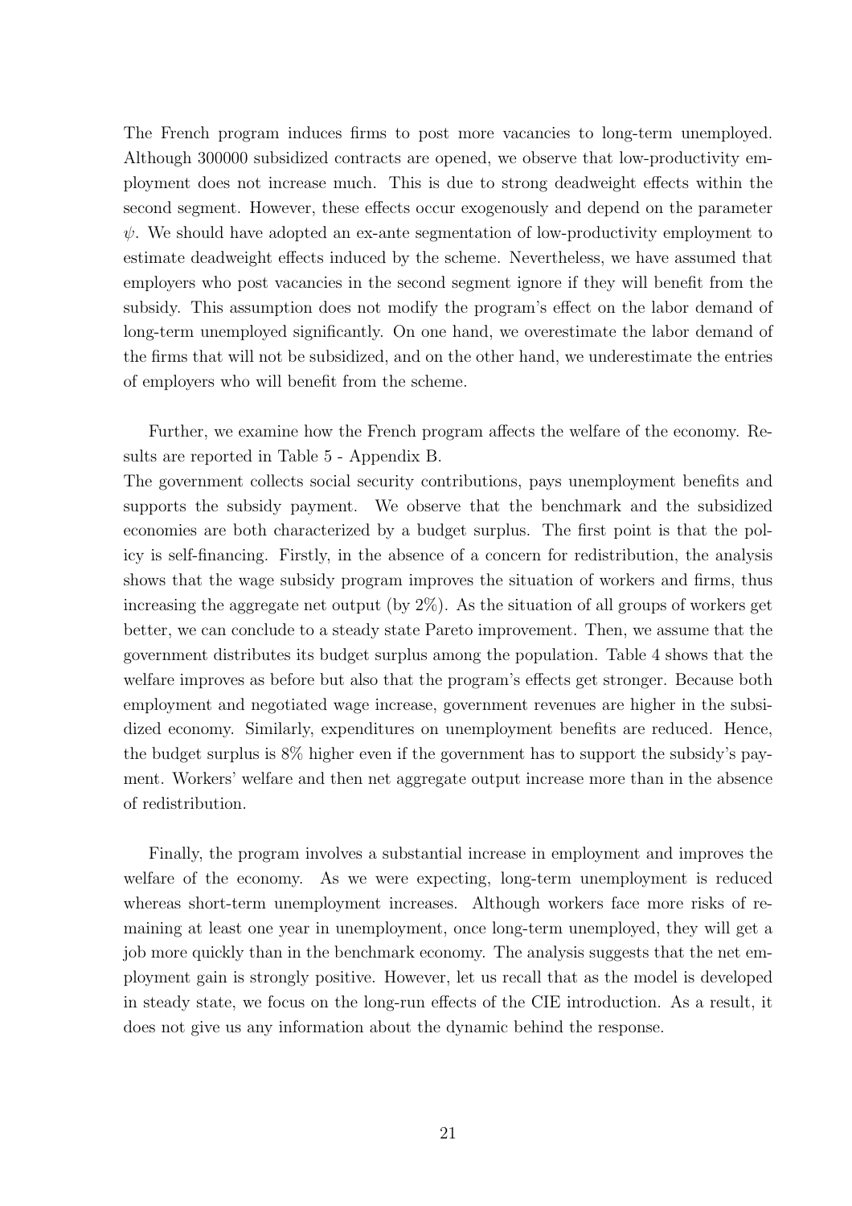The French program induces firms to post more vacancies to long-term unemployed. Although 300000 subsidized contracts are opened, we observe that low-productivity employment does not increase much. This is due to strong deadweight effects within the second segment. However, these effects occur exogenously and depend on the parameter $\psi$. We should have adopted an ex-ante segmentation of low-productivity employment to estimate deadweight effects induced by the scheme. Nevertheless, we have assumed that employers who post vacancies in the second segment ignore if they will benefit from the subsidy. This assumption does not modify the program's effect on the labor demand of long-term unemployed significantly. On one hand, we overestimate the labor demand of the firms that will not be subsidized, and on the other hand, we underestimate the entries of employers who will benefit from the scheme.

Further, we examine how the French program affects the welfare of the economy. Results are reported in Table 5 - Appendix B.

The government collects social security contributions, pays unemployment benefits and supports the subsidy payment. We observe that the benchmark and the subsidized economies are both characterized by a budget surplus. The first point is that the policy is self-financing. Firstly, in the absence of a concern for redistribution, the analysis shows that the wage subsidy program improves the situation of workers and firms, thus increasing the aggregate net output (by 2%). As the situation of all groups of workers get better, we can conclude to a steady state Pareto improvement. Then, we assume that the government distributes its budget surplus among the population. Table 4 shows that the welfare improves as before but also that the program's effects get stronger. Because both employment and negotiated wage increase, government revenues are higher in the subsidized economy. Similarly, expenditures on unemployment benefits are reduced. Hence, the budget surplus is 8% higher even if the government has to support the subsidy's payment. Workers' welfare and then net aggregate output increase more than in the absence of redistribution.

Finally, the program involves a substantial increase in employment and improves the welfare of the economy. As we were expecting, long-term unemployment is reduced whereas short-term unemployment increases. Although workers face more risks of remaining at least one year in unemployment, once long-term unemployed, they will get a job more quickly than in the benchmark economy. The analysis suggests that the net employment gain is strongly positive. However, let us recall that as the model is developed in steady state, we focus on the long-run effects of the CIE introduction. As a result, it does not give us any information about the dynamic behind the response.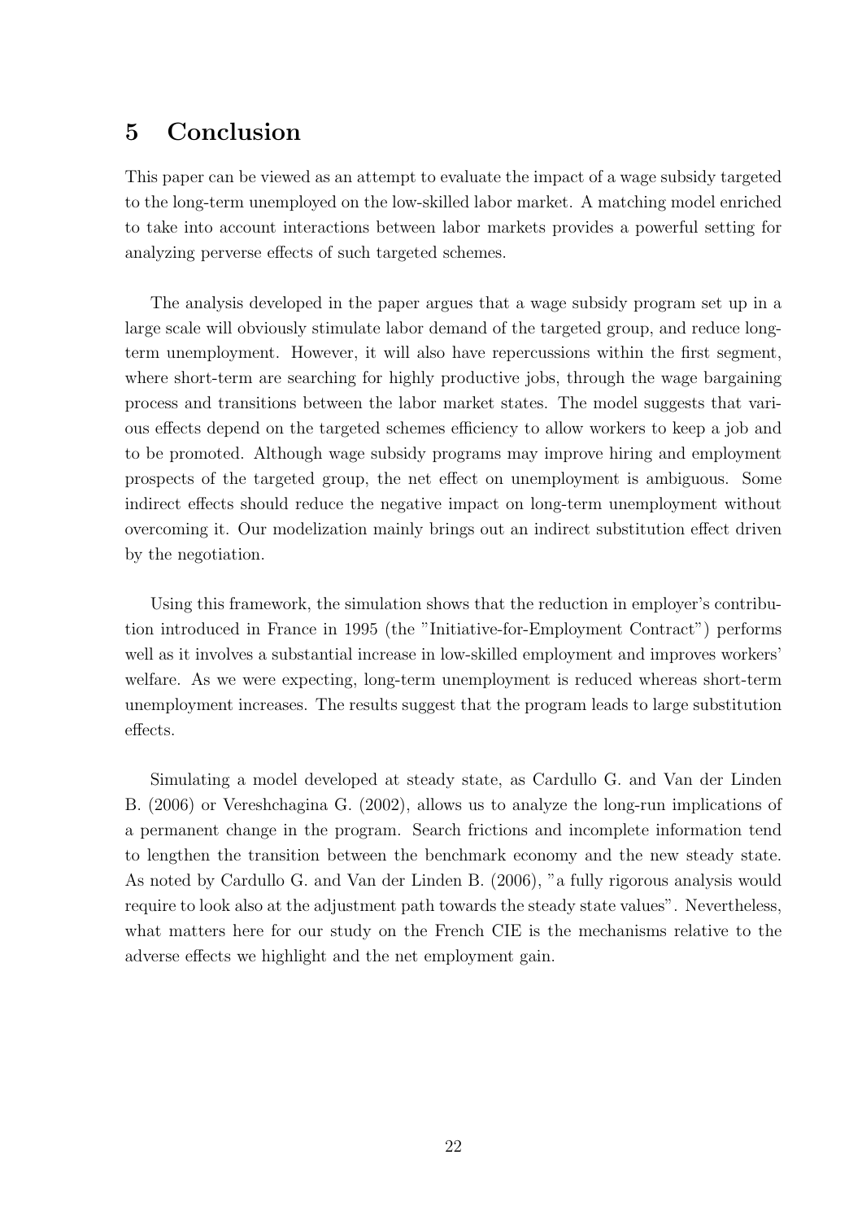## 5 Conclusion

This paper can be viewed as an attempt to evaluate the impact of a wage subsidy targeted to the long-term unemployed on the low-skilled labor market. A matching model enriched to take into account interactions between labor markets provides a powerful setting for analyzing perverse effects of such targeted schemes.

The analysis developed in the paper argues that a wage subsidy program set up in a large scale will obviously stimulate labor demand of the targeted group, and reduce long-term unemployment. However, it will also have repercussions within the first segment, where short-term are searching for highly productive jobs, through the wage bargaining process and transitions between the labor market states. The model suggests that various effects depend on the targeted schemes efficiency to allow workers to keep a job and to be promoted. Although wage subsidy programs may improve hiring and employment prospects of the targeted group, the net effect on unemployment is ambiguous. Some indirect effects should reduce the negative impact on long-term unemployment without overcoming it. Our modelization mainly brings out an indirect substitution effect driven by the negotiation.

Using this framework, the simulation shows that the reduction in employer's contribution introduced in France in 1995 (the "Initiative-for-Employment Contract") performs well as it involves a substantial increase in low-skilled employment and improves workers' welfare. As we were expecting, long-term unemployment is reduced whereas short-term unemployment increases. The results suggest that the program leads to large substitution effects.

Simulating a model developed at steady state, as Cardullo G. and Van der Linden B. (2006) or Vereshchagina G. (2002), allows us to analyze the long-run implications of a permanent change in the program. Search frictions and incomplete information tend to lengthen the transition between the benchmark economy and the new steady state. As noted by Cardullo G. and Van der Linden B. (2006), "a fully rigorous analysis would require to look also at the adjustment path towards the steady state values". Nevertheless, what matters here for our study on the French CIE is the mechanisms relative to the adverse effects we highlight and the net employment gain.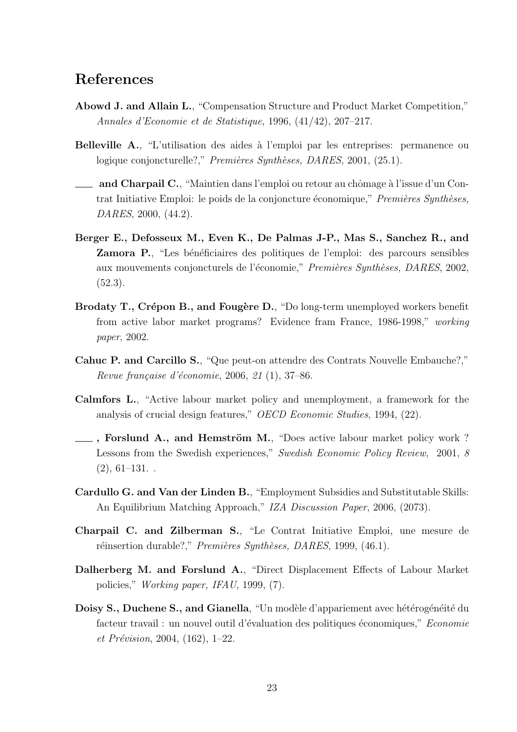## References

**Abowd J. and Allain L.**, "Compensation Structure and Product Market Competition," *Annales d'Economie et de Statistique*, 1996, (41/42), 207–217.

**Belleville A.**, "L'utilisation des aides à l'emploi par les entreprises: permanence ou logique conjoncturelle?," *Premières Synthèses, DARES*, 2001, (25.1).

____ **and Charpail C.**, "Maintien dans l'emploi ou retour au chômage à l'issue d'un Contrat Initiative Emploi: le poids de la conjoncture économique," *Premières Synthèses, DARES*, 2000, (44.2).

**Berger E., Defosseux M., Even K., De Palmas J-P., Mas S., Sanchez R., and Zamora P.**, "Les bénéficiaires des politiques de l'emploi: des parcours sensibles aux mouvements conjoncturels de l'économie," *Premières Synthèses, DARES*, 2002, (52.3).

**Brodaty T., Crépon B., and Fougère D.**, "Do long-term unemployed workers benefit from active labor market programs? Evidence fram France, 1986-1998," *working paper*, 2002.

**Cahuc P. and Carcillo S.**, "Que peut-on attendre des Contrats Nouvelle Embauche?," *Revue française d'économie*, 2006, *21* (1), 37–86.

**Calmfors L.**, "Active labour market policy and unemployment, a framework for the analysis of crucial design features," *OECD Economic Studies*, 1994, (22).

____ **, Forslund A., and Hemström M.**, "Does active labour market policy work ? Lessons from the Swedish experiences," *Swedish Economic Policy Review*, 2001, *8* (2), 61–131. .

**Cardullo G. and Van der Linden B.**, "Employment Subsidies and Substitutable Skills: An Equilibrium Matching Approach," *IZA Discussion Paper*, 2006, (2073).

**Charpail C. and Zilberman S.**, "Le Contrat Initiative Emploi, une mesure de réinsertion durable?," *Premières Synthèses, DARES*, 1999, (46.1).

**Dalherberg M. and Forslund A.**, "Direct Displacement Effects of Labour Market policies," *Working paper, IFAU*, 1999, (7).

**Doisy S., Duchene S., and Gianella**, "Un modèle d'appariement avec hétérogénéité du facteur travail : un nouvel outil d'évaluation des politiques économiques," *Economie et Prévision*, 2004, (162), 1–22.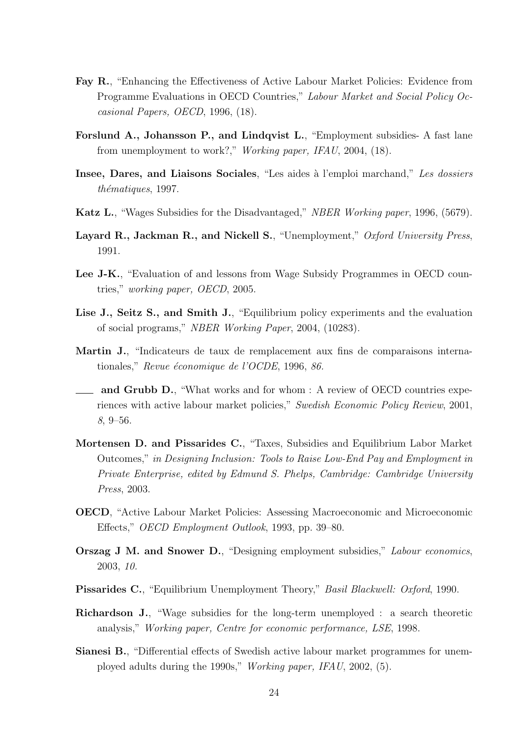**Fay R.**, "Enhancing the Effectiveness of Active Labour Market Policies: Evidence from Programme Evaluations in OECD Countries," *Labour Market and Social Policy Occasional Papers, OECD*, 1996, (18).

**Forslund A., Johansson P., and Lindqvist L.**, "Employment subsidies- A fast lane from unemployment to work?," *Working paper, IFAU*, 2004, (18).

**Insee, Dares, and Liaisons Sociales**, "Les aides à l'emploi marchand," *Les dossiers thématiques*, 1997.

**Katz L.**, "Wages Subsidies for the Disadvantaged," *NBER Working paper*, 1996, (5679).

**Layard R., Jackman R., and Nickell S.**, "Unemployment," *Oxford University Press*, 1991.

**Lee J-K.**, "Evaluation of and lessons from Wage Subsidy Programmes in OECD countries," *working paper, OECD*, 2005.

**Lise J., Seitz S., and Smith J.**, "Equilibrium policy experiments and the evaluation of social programs," *NBER Working Paper*, 2004, (10283).

**Martin J.**, "Indicateurs de taux de remplacement aux fins de comparaisons internationales," *Revue économique de l'OCDE*, 1996, *86.*

——— **and Grubb D.**, "What works and for whom : A review of OECD countries experiences with active labour market policies," *Swedish Economic Policy Review*, 2001, *8*, 9–56.

**Mortensen D. and Pissarides C.**, "Taxes, Subsidies and Equilibrium Labor Market Outcomes," *in Designing Inclusion: Tools to Raise Low-End Pay and Employment in Private Enterprise, edited by Edmund S. Phelps, Cambridge: Cambridge University Press*, 2003.

**OECD**, "Active Labour Market Policies: Assessing Macroeconomic and Microeconomic Effects," *OECD Employment Outlook*, 1993, pp. 39–80.

**Orszag J M. and Snower D.**, "Designing employment subsidies," *Labour economics*, 2003, *10.*

**Pissarides C.**, "Equilibrium Unemployment Theory," *Basil Blackwell: Oxford*, 1990.

**Richardson J.**, "Wage subsidies for the long-term unemployed : a search theoretic analysis," *Working paper, Centre for economic performance, LSE*, 1998.

**Sianesi B.**, "Differential effects of Swedish active labour market programmes for unemployed adults during the 1990s," *Working paper, IFAU*, 2002, (5).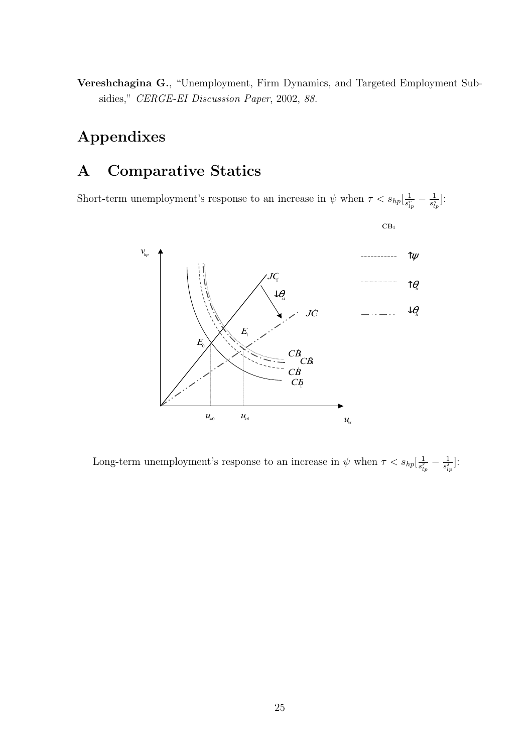**Vereshchagina G.**, "Unemployment, Firm Dynamics, and Targeted Employment Subsidies," *CERGE-EI Discussion Paper*, 2002, *88.*

# Appendixes

## A Comparative Statics

Short-term unemployment's response to an increase in $\psi$ when $\tau < s_{hp}[\frac{1}{s^{r}_{lp}} - \frac{1}{s^{s}_{lp}}]$:

Long-term unemployment's response to an increase in $\psi$ when $\tau < s_{hp}[\frac{1}{s^{r}_{lp}} - \frac{1}{s^{s}_{lp}}]$: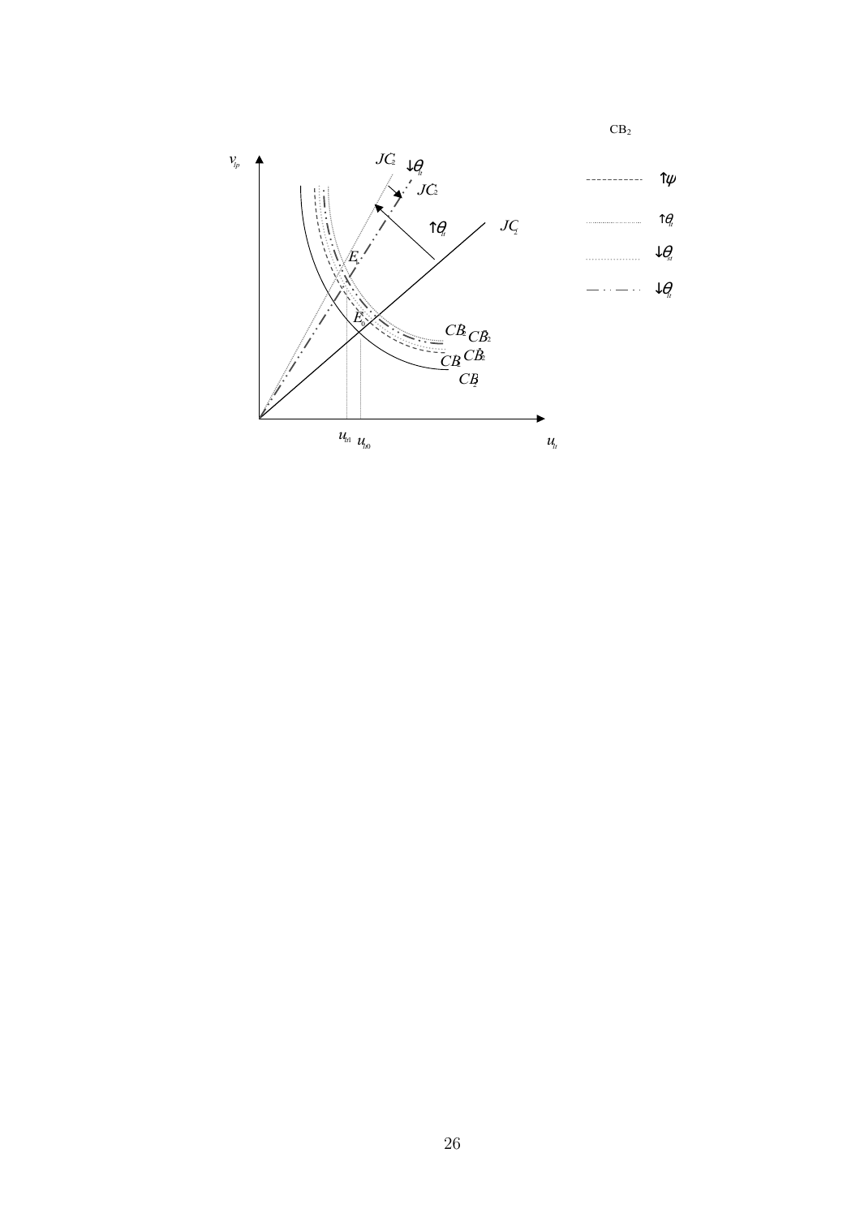CB$_2$

| | |
|---|---|
| - - - - - - - - | $\uparrow\psi$ |
| ··············· | $\uparrow\theta_{lt}$ |
| ··············· | $\downarrow\theta_{st}$ |
| — · — · | $\downarrow\theta_{lt}$ |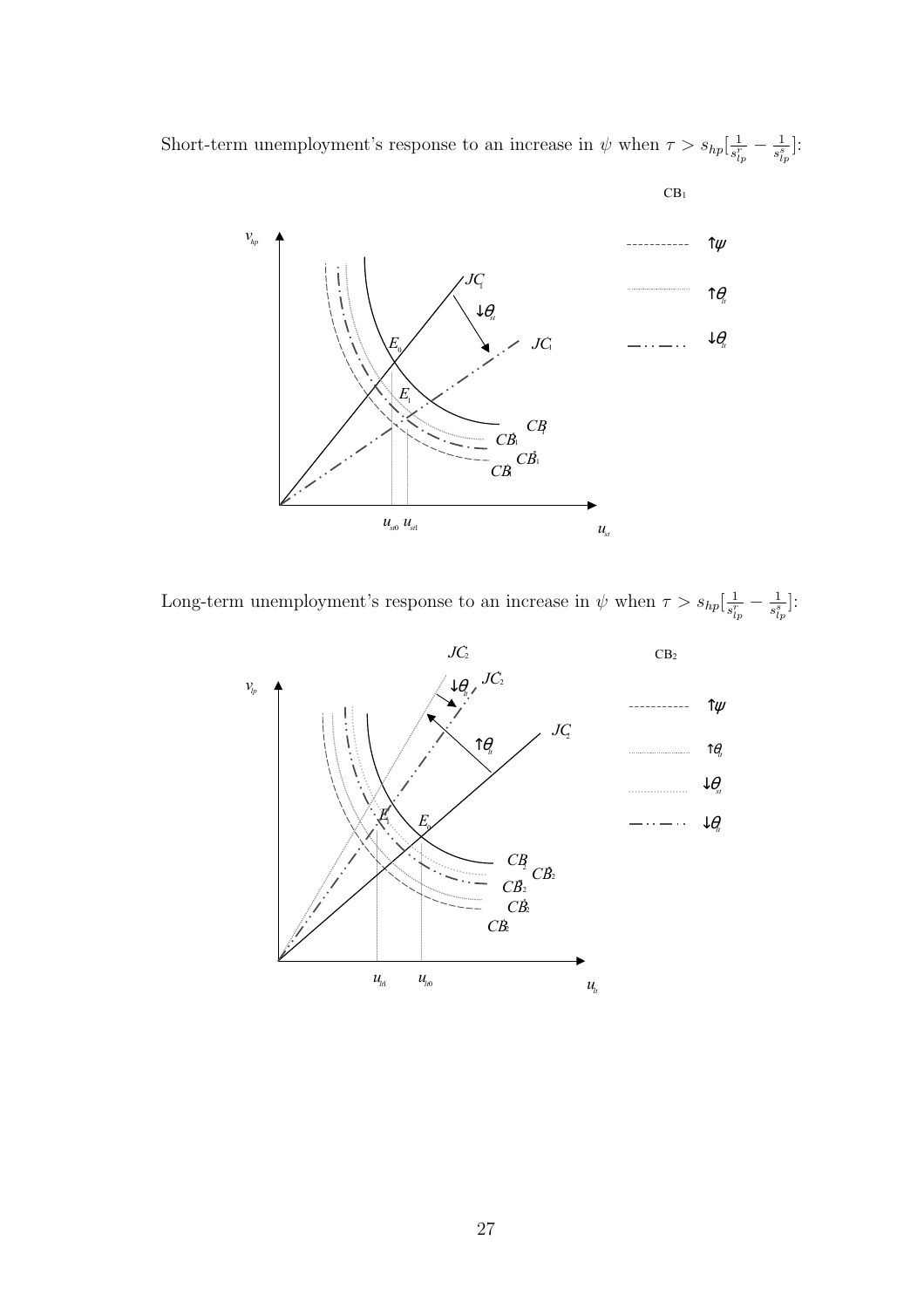Short-term unemployment's response to an increase in $\psi$ when $\tau > s_{hp}[\frac{1}{s_{lp}^{r}} - \frac{1}{s_{lp}^{s}}]$:

Long-term unemployment's response to an increase in $\psi$ when $\tau > s_{hp}[\frac{1}{s_{lp}^{r}} - \frac{1}{s_{lp}^{s}}]$: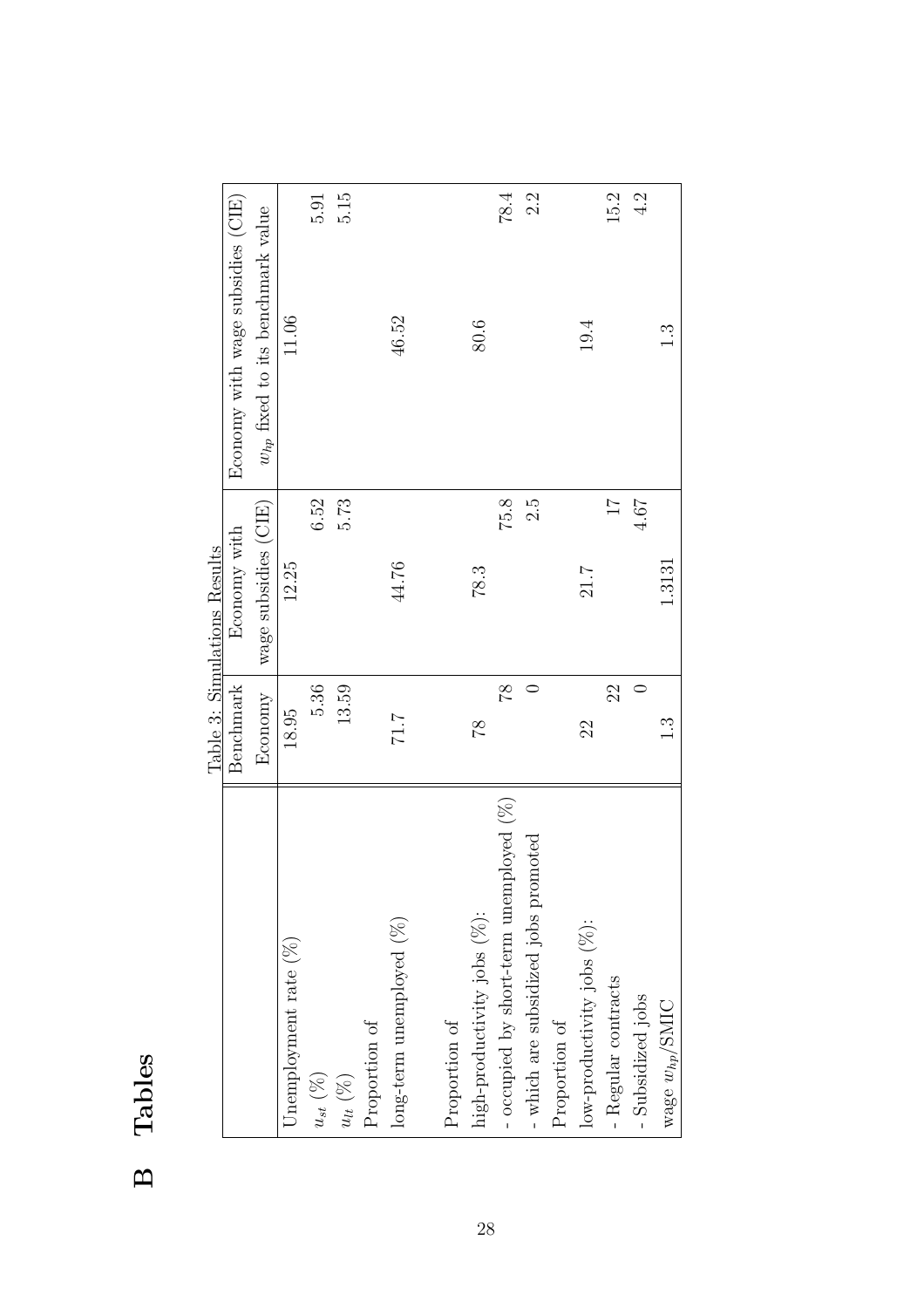# B Tables

Table 3: Simulations Results

| | Benchmark Economy | | Economy with wage subsidies (CIE) | | Economy with wage subsidies (CIE) $w_{hp}$ fixed to its benchmark value | |
|---|---|---|---|---|---|---|
| Unemployment rate (%) | 18.95 | | 12.25 | | 11.06 | |
| $u_{st}$ (%) | | 5.36 | | 6.52 | | 5.91 |
| $u_{lt}$ (%) | | 13.59 | | 5.73 | | 5.15 |
| Proportion of long-term unemployed (%) | 71.7 | | 44.76 | | 46.52 | |
| Proportion of high-productivity jobs (%): | 78 | | 78.3 | | 80.6 | |
| - occupied by short-term unemployed (%) | | 78 | | 75.8 | | 78.4 |
| - which are subsidized jobs promoted | | 0 | | 2.5 | | 2.2 |
| Proportion of low-productivity jobs (%): | 22 | | 21.7 | | 19.4 | |
| - Regular contracts | | 22 | | 17 | | 15.2 |
| - Subsidized jobs | | 0 | | 4.67 | | 4.2 |
| wage $w_{hp}$/SMIC | 1.3 | | 1.3131 | | 1.3 | |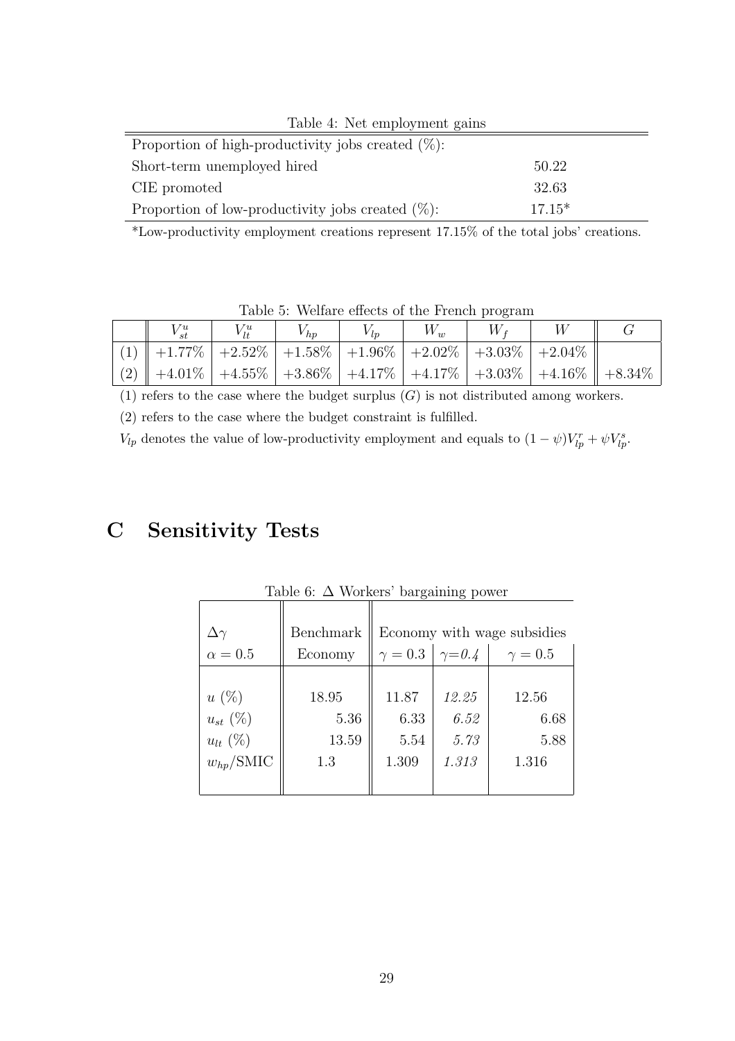Table 4: Net employment gains

| | |
|---|---|
| Proportion of high-productivity jobs created (%): | |
| Short-term unemployed hired | 50.22 |
| CIE promoted | 32.63 |
| Proportion of low-productivity jobs created (%): | 17.15* |

*Low-productivity employment creations represent 17.15% of the total jobs' creations.

Table 5: Welfare effects of the French program

| | $V^u_{st}$ | $V^u_{lt}$ | $V_{hp}$ | $V_{lp}$ | $W_w$ | $W_f$ | $W$ | $G$ |
|---|---|---|---|---|---|---|---|---|
| (1) | +1.77% | +2.52% | +1.58% | +1.96% | +2.02% | +3.03% | +2.04% | |
| (2) | +4.01% | +4.55% | +3.86% | +4.17% | +4.17% | +3.03% | +4.16% | +8.34% |

(1) refers to the case where the budget surplus ($G$) is not distributed among workers.

(2) refers to the case where the budget constraint is fulfilled.

$V_{lp}$ denotes the value of low-productivity employment and equals to $(1-\psi)V^r_{lp} + \psi V^s_{lp}$.

# C Sensitivity Tests

Table 6: $\Delta$ Workers' bargaining power

| $\Delta\gamma$ | Benchmark | Economy with wage subsidies | | |
|---|---|---|---|---|
| $\alpha = 0.5$ | Economy | $\gamma = 0.3$ | *$\gamma$=0.4* | $\gamma = 0.5$ |
| $u$ (%) | 18.95 | 11.87 | *12.25* | 12.56 |
| $u_{st}$ (%) | 5.36 | 6.33 | *6.52* | 6.68 |
| $u_{lt}$ (%) | 13.59 | 5.54 | *5.73* | 5.88 |
| $w_{hp}$/SMIC | 1.3 | 1.309 | *1.313* | 1.316 |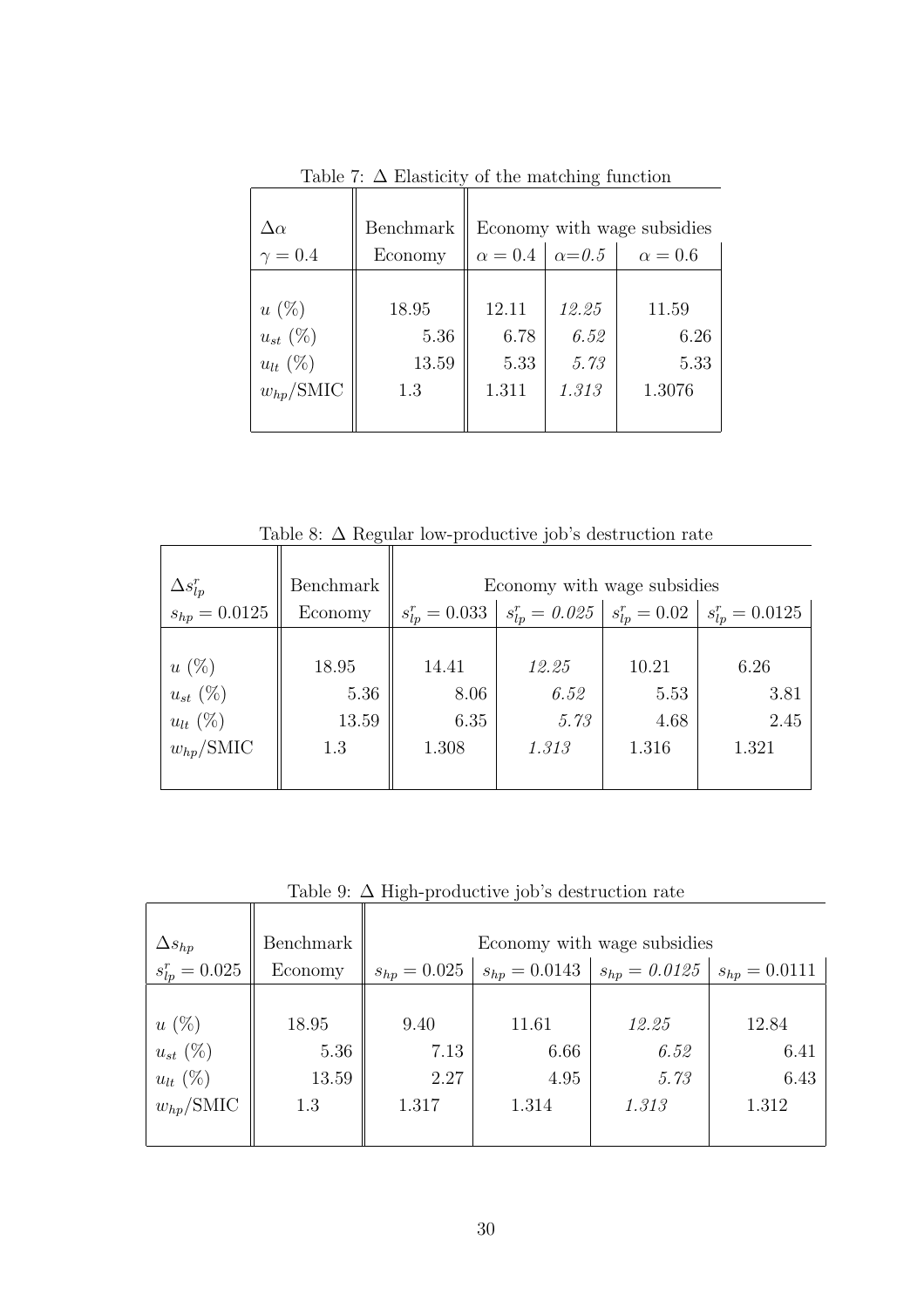Table 7: $\Delta$ Elasticity of the matching function

| $\Delta\alpha$ | Benchmark | Economy with wage subsidies | | |
|---|---|---|---|---|
| $\gamma = 0.4$ | Economy | $\alpha = 0.4$ | *$\alpha$=0.5* | $\alpha = 0.6$ |
| $u$ (%) | 18.95 | 12.11 | *12.25* | 11.59 |
| $u_{st}$ (%) | 5.36 | 6.78 | *6.52* | 6.26 |
| $u_{lt}$ (%) | 13.59 | 5.33 | *5.73* | 5.33 |
| $w_{hp}$/SMIC | 1.3 | 1.311 | *1.313* | 1.3076 |

Table 8: $\Delta$ Regular low-productive job's destruction rate

| $\Delta s^r_{lp}$ | Benchmark | Economy with wage subsidies | | | |
|---|---|---|---|---|---|
| $s_{hp} = 0.0125$ | Economy | $s^r_{lp} = 0.033$ | *$s^r_{lp} = 0.025$* | $s^r_{lp} = 0.02$ | $s^r_{lp} = 0.0125$ |
| $u$ (%) | 18.95 | 14.41 | *12.25* | 10.21 | 6.26 |
| $u_{st}$ (%) | 5.36 | 8.06 | *6.52* | 5.53 | 3.81 |
| $u_{lt}$ (%) | 13.59 | 6.35 | *5.73* | 4.68 | 2.45 |
| $w_{hp}$/SMIC | 1.3 | 1.308 | *1.313* | 1.316 | 1.321 |

Table 9: $\Delta$ High-productive job's destruction rate

| $\Delta s_{hp}$ | Benchmark | Economy with wage subsidies | | | |
|---|---|---|---|---|---|
| $s^r_{lp} = 0.025$ | Economy | $s_{hp} = 0.025$ | $s_{hp} = 0.0143$ | *$s_{hp} = 0.0125$* | $s_{hp} = 0.0111$ |
| $u$ (%) | 18.95 | 9.40 | 11.61 | *12.25* | 12.84 |
| $u_{st}$ (%) | 5.36 | 7.13 | 6.66 | *6.52* | 6.41 |
| $u_{lt}$ (%) | 13.59 | 2.27 | 4.95 | *5.73* | 6.43 |
| $w_{hp}$/SMIC | 1.3 | 1.317 | 1.314 | *1.313* | 1.312 |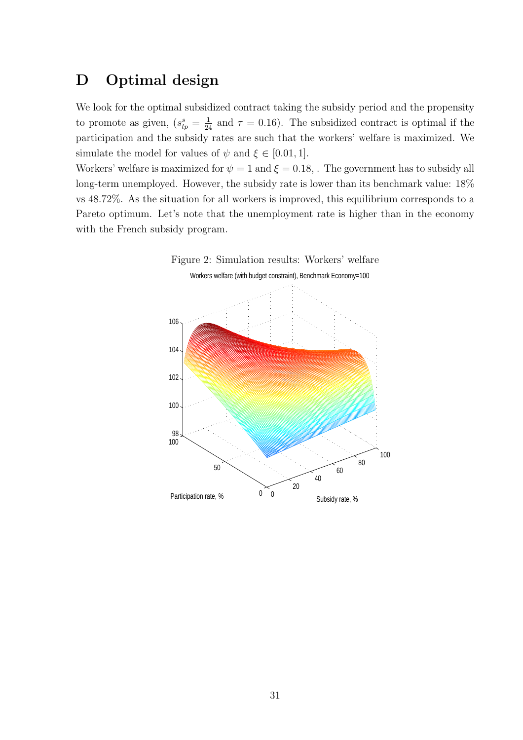# D Optimal design

We look for the optimal subsidized contract taking the subsidy period and the propensity to promote as given, ($s^s_{lp} = \frac{1}{24}$ and $\tau = 0.16$). The subsidized contract is optimal if the participation and the subsidy rates are such that the workers' welfare is maximized. We simulate the model for values of $\psi$ and $\xi \in [0.01, 1]$.

Workers' welfare is maximized for $\psi = 1$ and $\xi = 0.18$, . The government has to subsidy all long-term unemployed. However, the subsidy rate is lower than its benchmark value: 18% vs 48.72%. As the situation for all workers is improved, this equilibrium corresponds to a Pareto optimum. Let's note that the unemployment rate is higher than in the economy with the French subsidy program.

Figure 2: Simulation results: Workers' welfare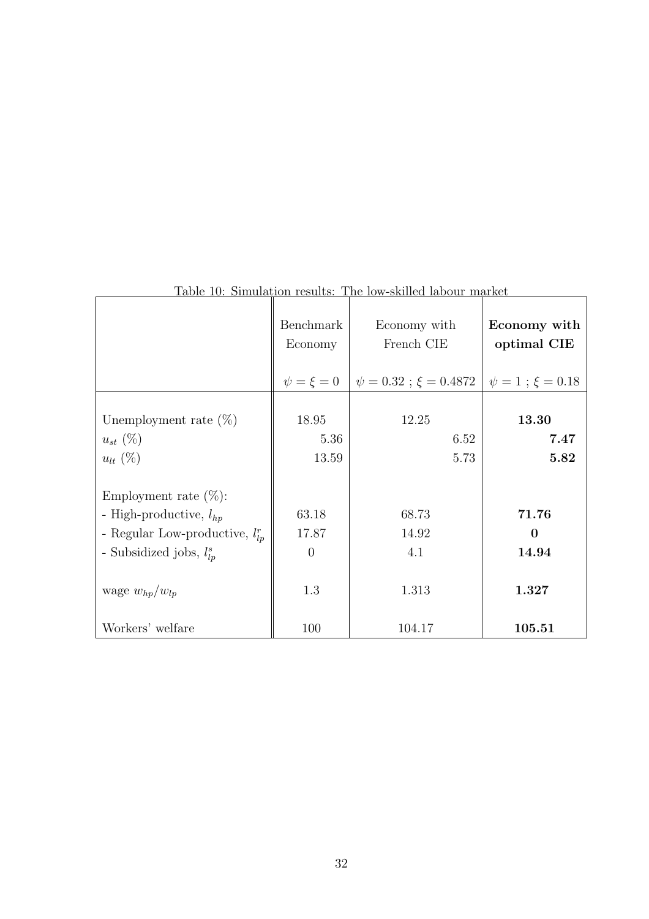Table 10: Simulation results: The low-skilled labour market

| | Benchmark Economy | Economy with French CIE | **Economy with optimal CIE** |
|---|---|---|---|
| | $\psi = \xi = 0$ | $\psi = 0.32$ ; $\xi = 0.4872$ | $\psi = 1$ ; $\xi = 0.18$ |
| Unemployment rate (%) | 18.95 | 12.25 | **13.30** |
| $u_{st}$ (%) | 5.36 | 6.52 | **7.47** |
| $u_{lt}$ (%) | 13.59 | 5.73 | **5.82** |
| Employment rate (%): | | | |
| - High-productive, $l_{hp}$ | 63.18 | 68.73 | **71.76** |
| - Regular Low-productive, $l_{lp}^{r}$ | 17.87 | 14.92 | **0** |
| - Subsidized jobs, $l_{lp}^{s}$ | 0 | 4.1 | **14.94** |
| wage $w_{hp}/w_{lp}$ | 1.3 | 1.313 | **1.327** |
| Workers' welfare | 100 | 104.17 | **105.51** |